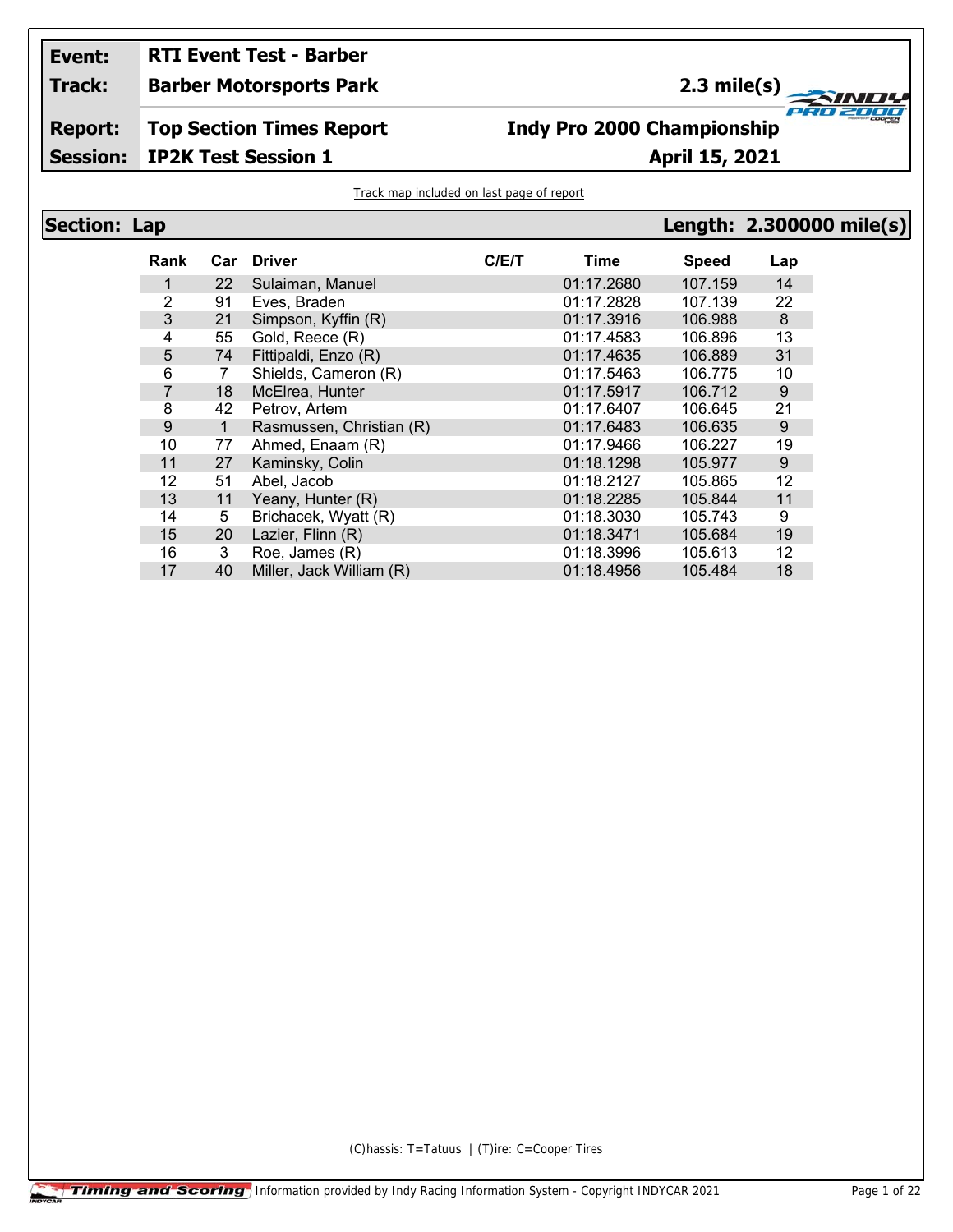| | | | |
|---|---|---|---|
| **Event:** | **RTI Event Test - Barber** | | |
| **Track:** | **Barber Motorsports Park** | **2.3 mile(s)** | |
| **Report:** | **Top Section Times Report** | **Indy Pro 2000 Championship** | |
| **Session:** | **IP2K Test Session 1** | **April 15, 2021** | |

Track map included on last page of report

## Section: Lap — Length: 2.300000 mile(s)

| Rank | Car | Driver | C/E/T | Time | Speed | Lap |
|---|---|---|---|---|---|---|
| 1 | 22 | Sulaiman, Manuel | | 01:17.2680 | 107.159 | 14 |
| 2 | 91 | Eves, Braden | | 01:17.2828 | 107.139 | 22 |
| 3 | 21 | Simpson, Kyffin (R) | | 01:17.3916 | 106.988 | 8 |
| 4 | 55 | Gold, Reece (R) | | 01:17.4583 | 106.896 | 13 |
| 5 | 74 | Fittipaldi, Enzo (R) | | 01:17.4635 | 106.889 | 31 |
| 6 | 7 | Shields, Cameron (R) | | 01:17.5463 | 106.775 | 10 |
| 7 | 18 | McElrea, Hunter | | 01:17.5917 | 106.712 | 9 |
| 8 | 42 | Petrov, Artem | | 01:17.6407 | 106.645 | 21 |
| 9 | 1 | Rasmussen, Christian (R) | | 01:17.6483 | 106.635 | 9 |
| 10 | 77 | Ahmed, Enaam (R) | | 01:17.9466 | 106.227 | 19 |
| 11 | 27 | Kaminsky, Colin | | 01:18.1298 | 105.977 | 9 |
| 12 | 51 | Abel, Jacob | | 01:18.2127 | 105.865 | 12 |
| 13 | 11 | Yeany, Hunter (R) | | 01:18.2285 | 105.844 | 11 |
| 14 | 5 | Brichacek, Wyatt (R) | | 01:18.3030 | 105.743 | 9 |
| 15 | 20 | Lazier, Flinn (R) | | 01:18.3471 | 105.684 | 19 |
| 16 | 3 | Roe, James (R) | | 01:18.3996 | 105.613 | 12 |
| 17 | 40 | Miller, Jack William (R) | | 01:18.4956 | 105.484 | 18 |

(C)hassis: T=Tatuus | (T)ire: C=Cooper Tires

Timing and Scoring — Information provided by Indy Racing Information System - Copyright INDYCAR 2021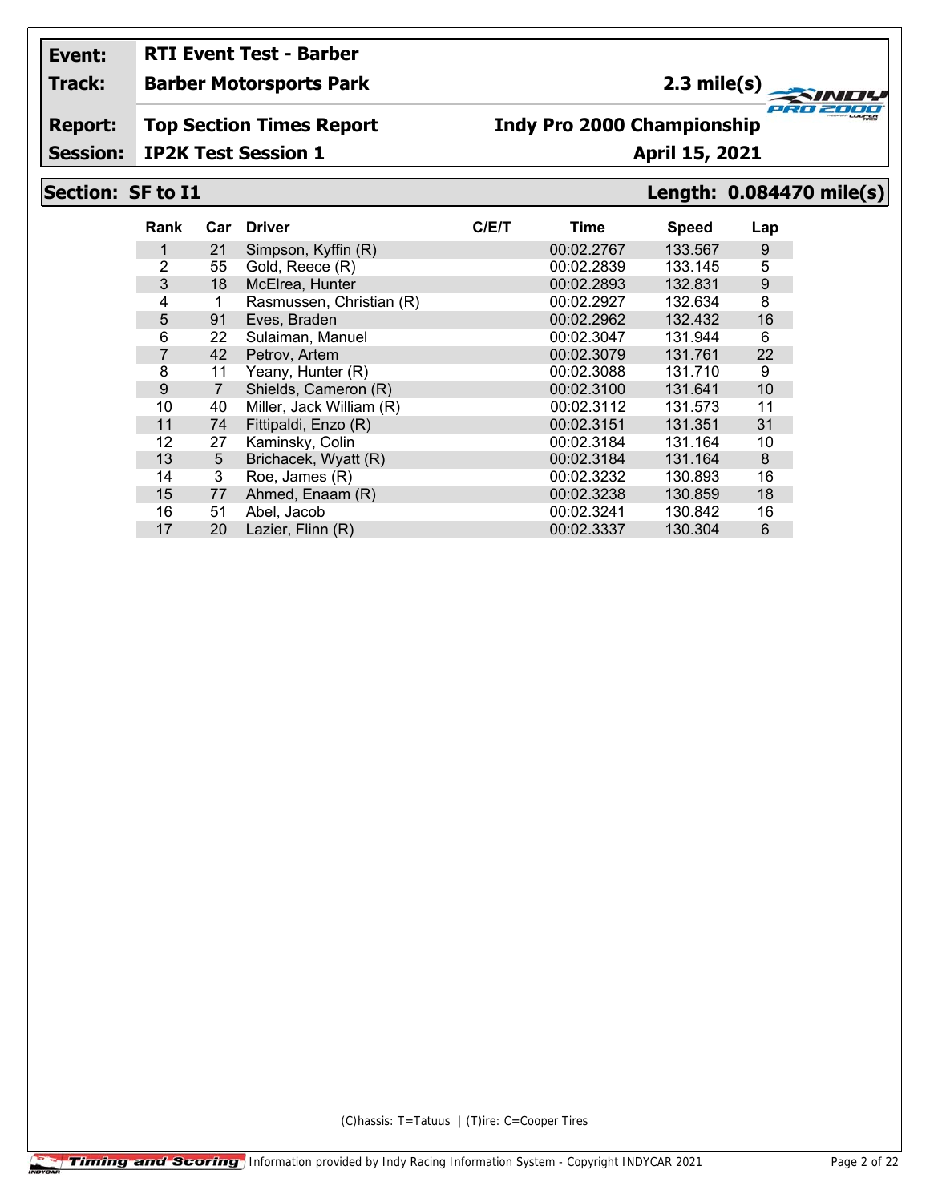**Event:** RTI Event Test - Barber

**Track:** Barber Motorsports Park — 2.3 mile(s)

**Report:** Top Section Times Report — Indy Pro 2000 Championship

**Session:** IP2K Test Session 1 — April 15, 2021

## Section: SF to I1 — Length: 0.084470 mile(s)

| Rank | Car | Driver | C/E/T | Time | Speed | Lap |
|---|---|---|---|---|---|---|
| 1 | 21 | Simpson, Kyffin (R) | | 00:02.2767 | 133.567 | 9 |
| 2 | 55 | Gold, Reece (R) | | 00:02.2839 | 133.145 | 5 |
| 3 | 18 | McElrea, Hunter | | 00:02.2893 | 132.831 | 9 |
| 4 | 1 | Rasmussen, Christian (R) | | 00:02.2927 | 132.634 | 8 |
| 5 | 91 | Eves, Braden | | 00:02.2962 | 132.432 | 16 |
| 6 | 22 | Sulaiman, Manuel | | 00:02.3047 | 131.944 | 6 |
| 7 | 42 | Petrov, Artem | | 00:02.3079 | 131.761 | 22 |
| 8 | 11 | Yeany, Hunter (R) | | 00:02.3088 | 131.710 | 9 |
| 9 | 7 | Shields, Cameron (R) | | 00:02.3100 | 131.641 | 10 |
| 10 | 40 | Miller, Jack William (R) | | 00:02.3112 | 131.573 | 11 |
| 11 | 74 | Fittipaldi, Enzo (R) | | 00:02.3151 | 131.351 | 31 |
| 12 | 27 | Kaminsky, Colin | | 00:02.3184 | 131.164 | 10 |
| 13 | 5 | Brichacek, Wyatt (R) | | 00:02.3184 | 131.164 | 8 |
| 14 | 3 | Roe, James (R) | | 00:02.3232 | 130.893 | 16 |
| 15 | 77 | Ahmed, Enaam (R) | | 00:02.3238 | 130.859 | 18 |
| 16 | 51 | Abel, Jacob | | 00:02.3241 | 130.842 | 16 |
| 17 | 20 | Lazier, Flinn (R) | | 00:02.3337 | 130.304 | 6 |

(C)hassis: T=Tatuus | (T)ire: C=Cooper Tires

Timing and Scoring — Information provided by Indy Racing Information System - Copyright INDYCAR 2021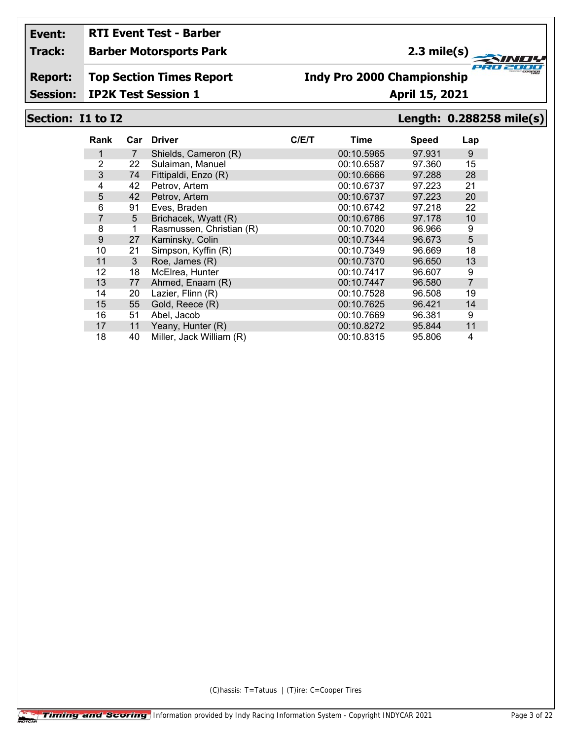**Event:** RTI Event Test - Barber

**Track:** Barber Motorsports Park — 2.3 mile(s)

**Report:** Top Section Times Report — Indy Pro 2000 Championship

**Session:** IP2K Test Session 1 — April 15, 2021

## Section: I1 to I2 — Length: 0.288258 mile(s)

| Rank | Car | Driver | C/E/T | Time | Speed | Lap |
|---|---|---|---|---|---|---|
| 1 | 7 | Shields, Cameron (R) | | 00:10.5965 | 97.931 | 9 |
| 2 | 22 | Sulaiman, Manuel | | 00:10.6587 | 97.360 | 15 |
| 3 | 74 | Fittipaldi, Enzo (R) | | 00:10.6666 | 97.288 | 28 |
| 4 | 42 | Petrov, Artem | | 00:10.6737 | 97.223 | 21 |
| 5 | 42 | Petrov, Artem | | 00:10.6737 | 97.223 | 20 |
| 6 | 91 | Eves, Braden | | 00:10.6742 | 97.218 | 22 |
| 7 | 5 | Brichacek, Wyatt (R) | | 00:10.6786 | 97.178 | 10 |
| 8 | 1 | Rasmussen, Christian (R) | | 00:10.7020 | 96.966 | 9 |
| 9 | 27 | Kaminsky, Colin | | 00:10.7344 | 96.673 | 5 |
| 10 | 21 | Simpson, Kyffin (R) | | 00:10.7349 | 96.669 | 18 |
| 11 | 3 | Roe, James (R) | | 00:10.7370 | 96.650 | 13 |
| 12 | 18 | McElrea, Hunter | | 00:10.7417 | 96.607 | 9 |
| 13 | 77 | Ahmed, Enaam (R) | | 00:10.7447 | 96.580 | 7 |
| 14 | 20 | Lazier, Flinn (R) | | 00:10.7528 | 96.508 | 19 |
| 15 | 55 | Gold, Reece (R) | | 00:10.7625 | 96.421 | 14 |
| 16 | 51 | Abel, Jacob | | 00:10.7669 | 96.381 | 9 |
| 17 | 11 | Yeany, Hunter (R) | | 00:10.8272 | 95.844 | 11 |
| 18 | 40 | Miller, Jack William (R) | | 00:10.8315 | 95.806 | 4 |

(C)hassis: T=Tatuus | (T)ire: C=Cooper Tires

Information provided by Indy Racing Information System - Copyright INDYCAR 2021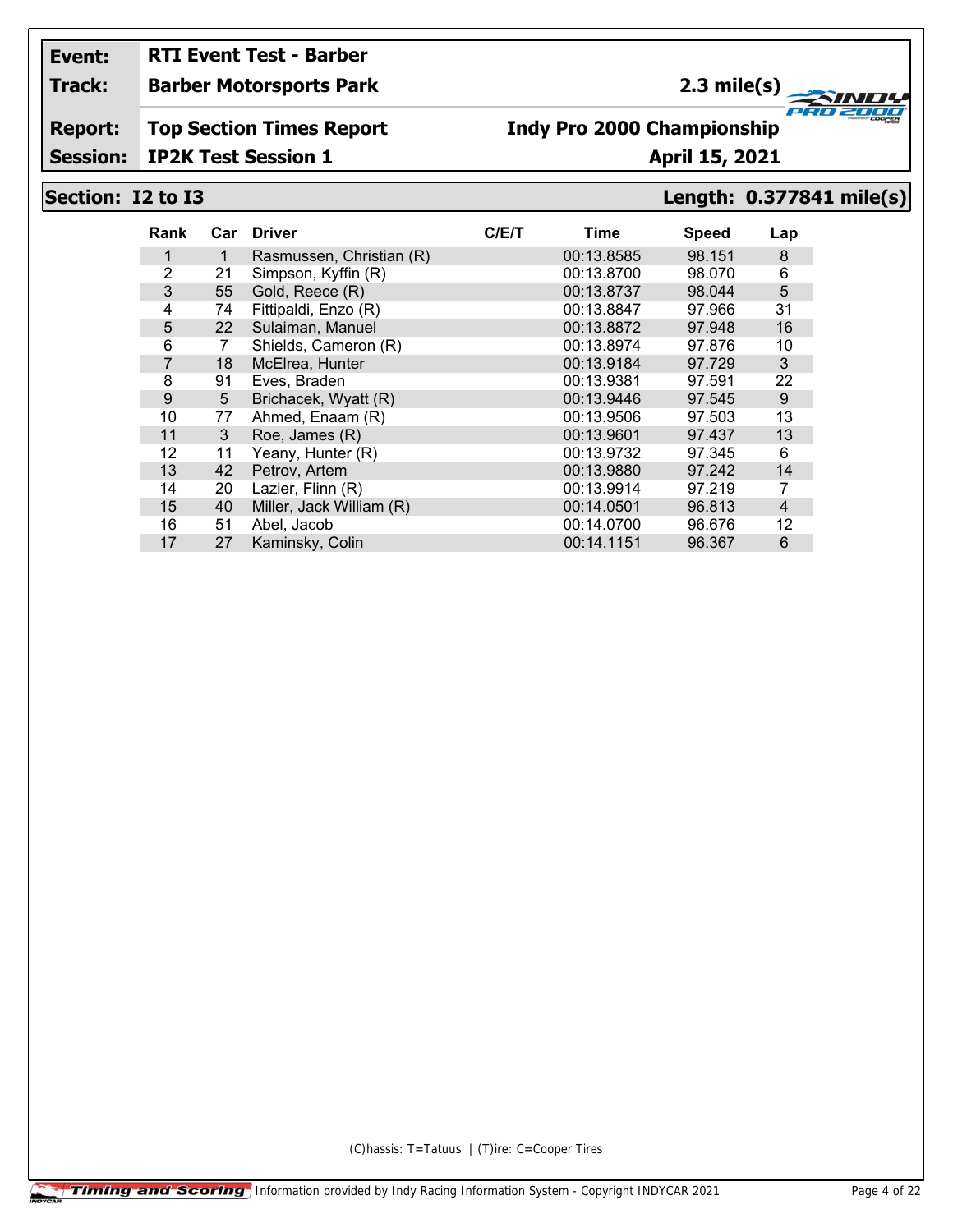**Event:** RTI Event Test - Barber

**Track:** Barber Motorsports Park — 2.3 mile(s)

**Report:** Top Section Times Report — Indy Pro 2000 Championship

**Session:** IP2K Test Session 1 — April 15, 2021

## Section: I2 to I3 — Length: 0.377841 mile(s)

| Rank | Car | Driver | C/E/T | Time | Speed | Lap |
|---|---|---|---|---|---|---|
| 1 | 1 | Rasmussen, Christian (R) | | 00:13.8585 | 98.151 | 8 |
| 2 | 21 | Simpson, Kyffin (R) | | 00:13.8700 | 98.070 | 6 |
| 3 | 55 | Gold, Reece (R) | | 00:13.8737 | 98.044 | 5 |
| 4 | 74 | Fittipaldi, Enzo (R) | | 00:13.8847 | 97.966 | 31 |
| 5 | 22 | Sulaiman, Manuel | | 00:13.8872 | 97.948 | 16 |
| 6 | 7 | Shields, Cameron (R) | | 00:13.8974 | 97.876 | 10 |
| 7 | 18 | McElrea, Hunter | | 00:13.9184 | 97.729 | 3 |
| 8 | 91 | Eves, Braden | | 00:13.9381 | 97.591 | 22 |
| 9 | 5 | Brichacek, Wyatt (R) | | 00:13.9446 | 97.545 | 9 |
| 10 | 77 | Ahmed, Enaam (R) | | 00:13.9506 | 97.503 | 13 |
| 11 | 3 | Roe, James (R) | | 00:13.9601 | 97.437 | 13 |
| 12 | 11 | Yeany, Hunter (R) | | 00:13.9732 | 97.345 | 6 |
| 13 | 42 | Petrov, Artem | | 00:13.9880 | 97.242 | 14 |
| 14 | 20 | Lazier, Flinn (R) | | 00:13.9914 | 97.219 | 7 |
| 15 | 40 | Miller, Jack William (R) | | 00:14.0501 | 96.813 | 4 |
| 16 | 51 | Abel, Jacob | | 00:14.0700 | 96.676 | 12 |
| 17 | 27 | Kaminsky, Colin | | 00:14.1151 | 96.367 | 6 |

(C)hassis: T=Tatuus | (T)ire: C=Cooper Tires

Timing and Scoring — Information provided by Indy Racing Information System - Copyright INDYCAR 2021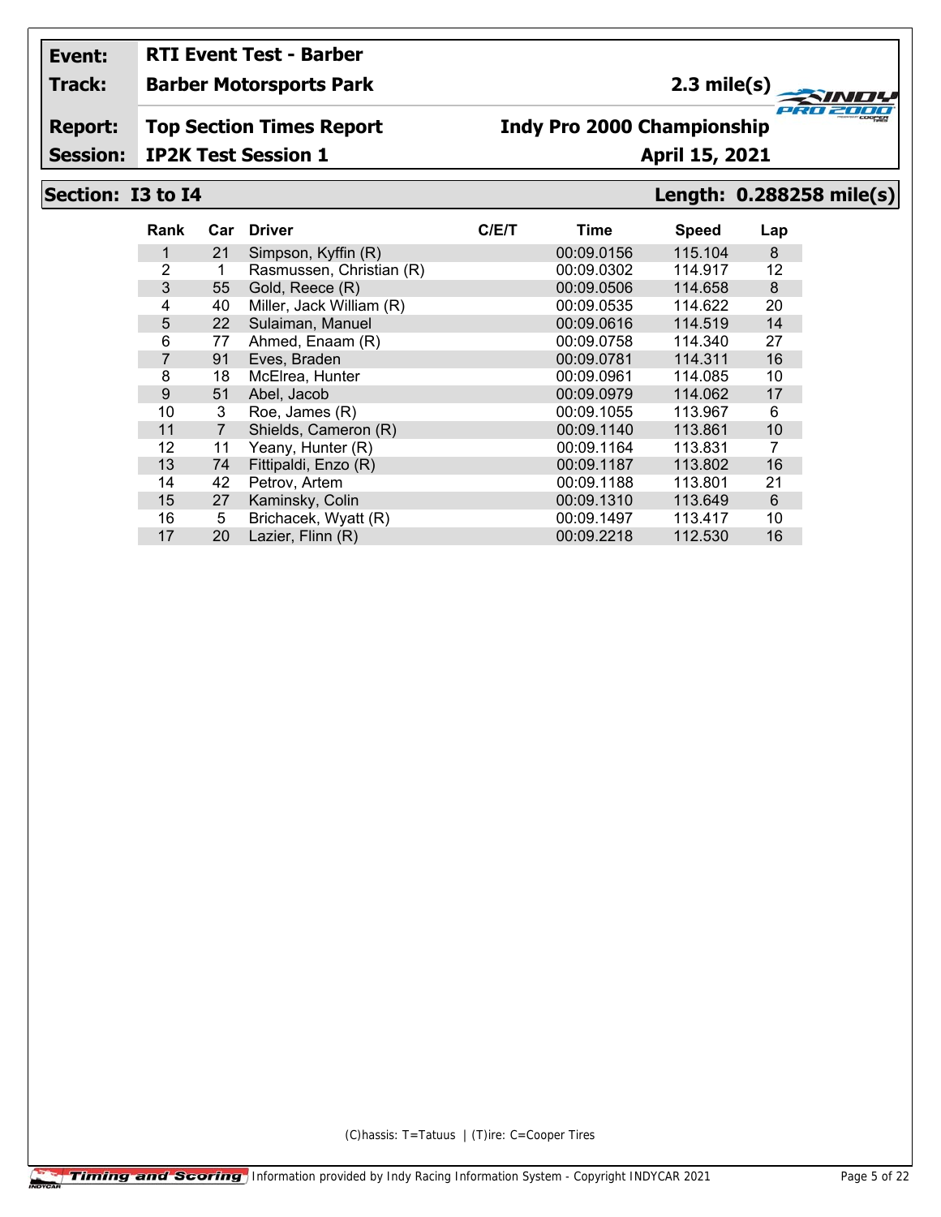**Event:** RTI Event Test - Barber

**Track:** Barber Motorsports Park — 2.3 mile(s)

**Report:** Top Section Times Report — Indy Pro 2000 Championship

**Session:** IP2K Test Session 1 — April 15, 2021

## Section: I3 to I4 — Length: 0.288258 mile(s)

| Rank | Car | Driver | C/E/T | Time | Speed | Lap |
|---|---|---|---|---|---|---|
| 1 | 21 | Simpson, Kyffin (R) | | 00:09.0156 | 115.104 | 8 |
| 2 | 1 | Rasmussen, Christian (R) | | 00:09.0302 | 114.917 | 12 |
| 3 | 55 | Gold, Reece (R) | | 00:09.0506 | 114.658 | 8 |
| 4 | 40 | Miller, Jack William (R) | | 00:09.0535 | 114.622 | 20 |
| 5 | 22 | Sulaiman, Manuel | | 00:09.0616 | 114.519 | 14 |
| 6 | 77 | Ahmed, Enaam (R) | | 00:09.0758 | 114.340 | 27 |
| 7 | 91 | Eves, Braden | | 00:09.0781 | 114.311 | 16 |
| 8 | 18 | McElrea, Hunter | | 00:09.0961 | 114.085 | 10 |
| 9 | 51 | Abel, Jacob | | 00:09.0979 | 114.062 | 17 |
| 10 | 3 | Roe, James (R) | | 00:09.1055 | 113.967 | 6 |
| 11 | 7 | Shields, Cameron (R) | | 00:09.1140 | 113.861 | 10 |
| 12 | 11 | Yeany, Hunter (R) | | 00:09.1164 | 113.831 | 7 |
| 13 | 74 | Fittipaldi, Enzo (R) | | 00:09.1187 | 113.802 | 16 |
| 14 | 42 | Petrov, Artem | | 00:09.1188 | 113.801 | 21 |
| 15 | 27 | Kaminsky, Colin | | 00:09.1310 | 113.649 | 6 |
| 16 | 5 | Brichacek, Wyatt (R) | | 00:09.1497 | 113.417 | 10 |
| 17 | 20 | Lazier, Flinn (R) | | 00:09.2218 | 112.530 | 16 |

(C)hassis: T=Tatuus | (T)ire: C=Cooper Tires

Timing and Scoring — Information provided by Indy Racing Information System - Copyright INDYCAR 2021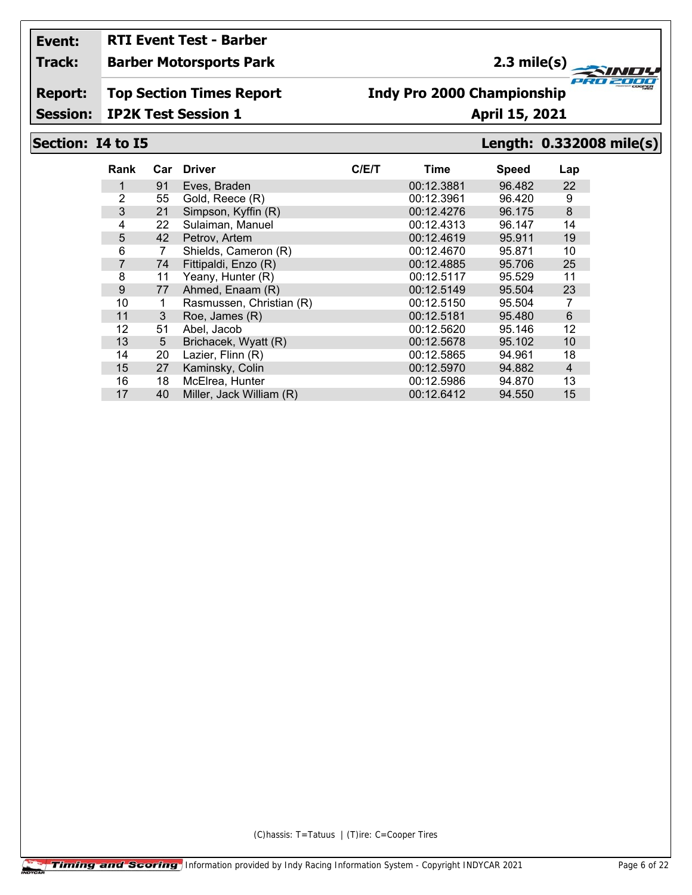**Event:** RTI Event Test - Barber

**Track:** Barber Motorsports Park — 2.3 mile(s)

**Report:** Top Section Times Report — Indy Pro 2000 Championship

**Session:** IP2K Test Session 1 — April 15, 2021

## Section: I4 to I5 — Length: 0.332008 mile(s)

| Rank | Car | Driver | C/E/T | Time | Speed | Lap |
|---|---|---|---|---|---|---|
| 1 | 91 | Eves, Braden | | 00:12.3881 | 96.482 | 22 |
| 2 | 55 | Gold, Reece (R) | | 00:12.3961 | 96.420 | 9 |
| 3 | 21 | Simpson, Kyffin (R) | | 00:12.4276 | 96.175 | 8 |
| 4 | 22 | Sulaiman, Manuel | | 00:12.4313 | 96.147 | 14 |
| 5 | 42 | Petrov, Artem | | 00:12.4619 | 95.911 | 19 |
| 6 | 7 | Shields, Cameron (R) | | 00:12.4670 | 95.871 | 10 |
| 7 | 74 | Fittipaldi, Enzo (R) | | 00:12.4885 | 95.706 | 25 |
| 8 | 11 | Yeany, Hunter (R) | | 00:12.5117 | 95.529 | 11 |
| 9 | 77 | Ahmed, Enaam (R) | | 00:12.5149 | 95.504 | 23 |
| 10 | 1 | Rasmussen, Christian (R) | | 00:12.5150 | 95.504 | 7 |
| 11 | 3 | Roe, James (R) | | 00:12.5181 | 95.480 | 6 |
| 12 | 51 | Abel, Jacob | | 00:12.5620 | 95.146 | 12 |
| 13 | 5 | Brichacek, Wyatt (R) | | 00:12.5678 | 95.102 | 10 |
| 14 | 20 | Lazier, Flinn (R) | | 00:12.5865 | 94.961 | 18 |
| 15 | 27 | Kaminsky, Colin | | 00:12.5970 | 94.882 | 4 |
| 16 | 18 | McElrea, Hunter | | 00:12.5986 | 94.870 | 13 |
| 17 | 40 | Miller, Jack William (R) | | 00:12.6412 | 94.550 | 15 |

(C)hassis: T=Tatuus | (T)ire: C=Cooper Tires

Timing and Scoring — Information provided by Indy Racing Information System - Copyright INDYCAR 2021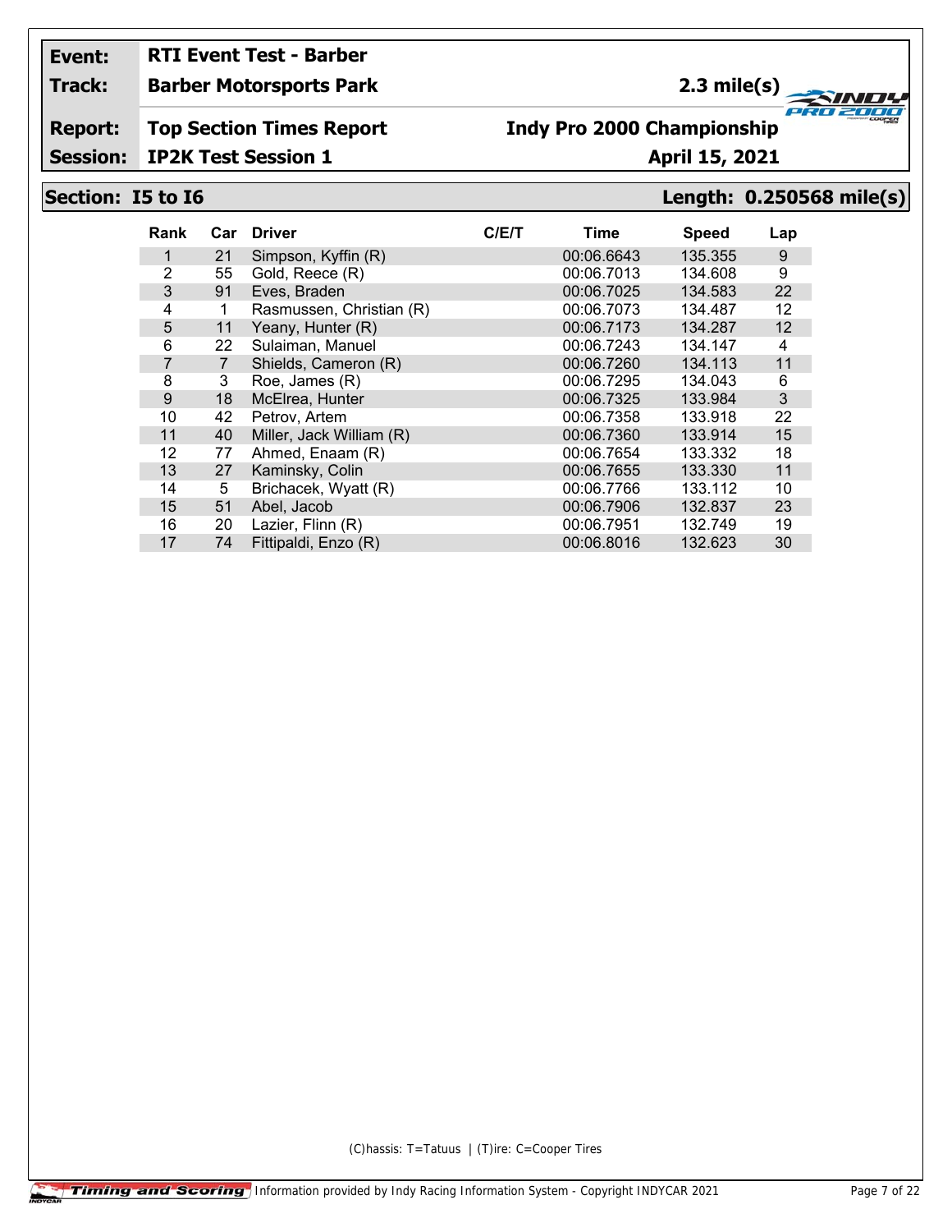**Event:** RTI Event Test - Barber

**Track:** Barber Motorsports Park — 2.3 mile(s)

**Report:** Top Section Times Report — Indy Pro 2000 Championship

**Session:** IP2K Test Session 1 — April 15, 2021

## Section: I5 to I6 — Length: 0.250568 mile(s)

| Rank | Car | Driver | C/E/T | Time | Speed | Lap |
|---|---|---|---|---|---|---|
| 1 | 21 | Simpson, Kyffin (R) | | 00:06.6643 | 135.355 | 9 |
| 2 | 55 | Gold, Reece (R) | | 00:06.7013 | 134.608 | 9 |
| 3 | 91 | Eves, Braden | | 00:06.7025 | 134.583 | 22 |
| 4 | 1 | Rasmussen, Christian (R) | | 00:06.7073 | 134.487 | 12 |
| 5 | 11 | Yeany, Hunter (R) | | 00:06.7173 | 134.287 | 12 |
| 6 | 22 | Sulaiman, Manuel | | 00:06.7243 | 134.147 | 4 |
| 7 | 7 | Shields, Cameron (R) | | 00:06.7260 | 134.113 | 11 |
| 8 | 3 | Roe, James (R) | | 00:06.7295 | 134.043 | 6 |
| 9 | 18 | McElrea, Hunter | | 00:06.7325 | 133.984 | 3 |
| 10 | 42 | Petrov, Artem | | 00:06.7358 | 133.918 | 22 |
| 11 | 40 | Miller, Jack William (R) | | 00:06.7360 | 133.914 | 15 |
| 12 | 77 | Ahmed, Enaam (R) | | 00:06.7654 | 133.332 | 18 |
| 13 | 27 | Kaminsky, Colin | | 00:06.7655 | 133.330 | 11 |
| 14 | 5 | Brichacek, Wyatt (R) | | 00:06.7766 | 133.112 | 10 |
| 15 | 51 | Abel, Jacob | | 00:06.7906 | 132.837 | 23 |
| 16 | 20 | Lazier, Flinn (R) | | 00:06.7951 | 132.749 | 19 |
| 17 | 74 | Fittipaldi, Enzo (R) | | 00:06.8016 | 132.623 | 30 |

(C)hassis: T=Tatuus | (T)ire: C=Cooper Tires

Timing and Scoring | Information provided by Indy Racing Information System - Copyright INDYCAR 2021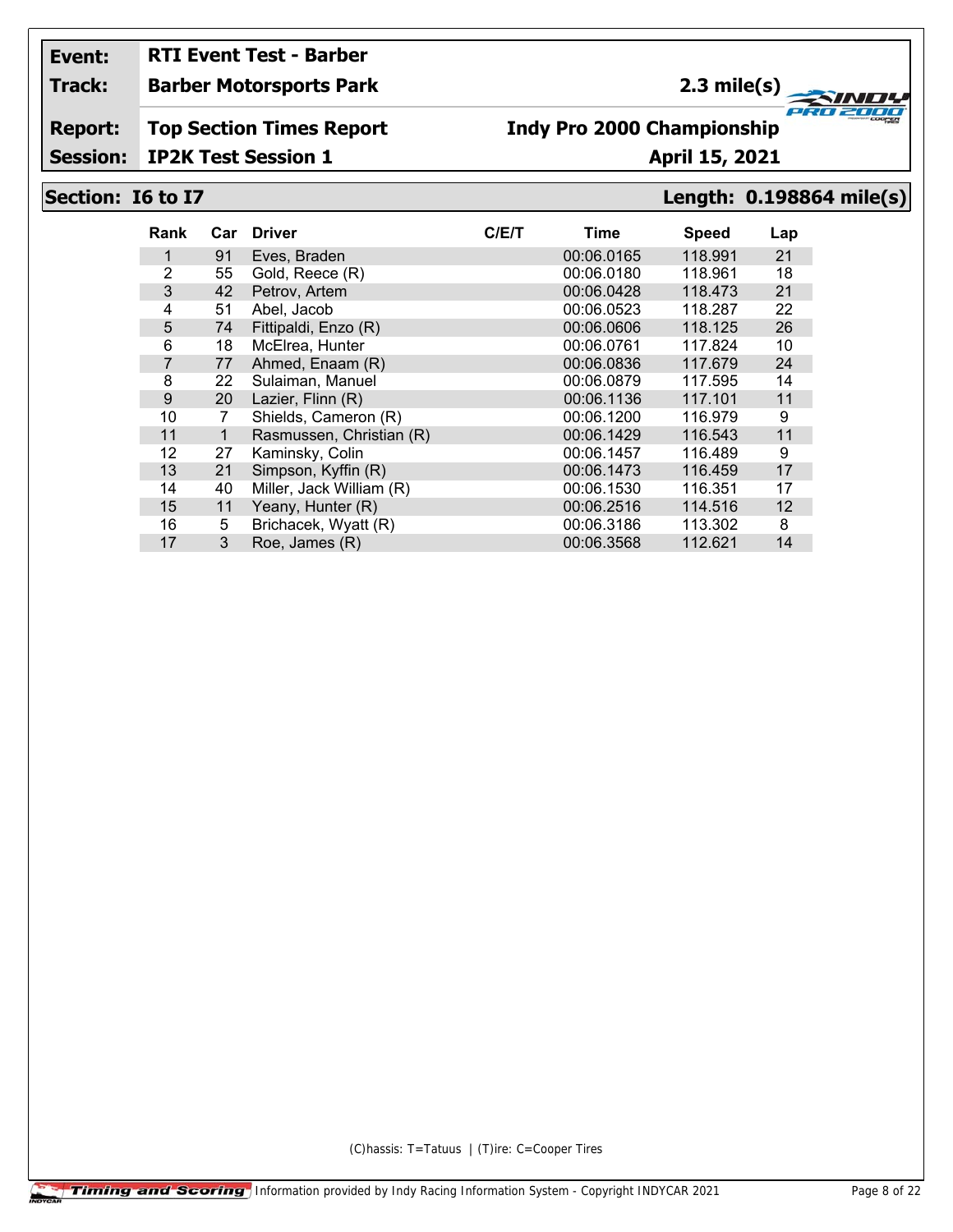**Event:** RTI Event Test - Barber

**Track:** Barber Motorsports Park — 2.3 mile(s)

**Report:** Top Section Times Report — Indy Pro 2000 Championship

**Session:** IP2K Test Session 1 — April 15, 2021

## Section: I6 to I7 — Length: 0.198864 mile(s)

| Rank | Car | Driver | C/E/T | Time | Speed | Lap |
|---|---|---|---|---|---|---|
| 1 | 91 | Eves, Braden | | 00:06.0165 | 118.991 | 21 |
| 2 | 55 | Gold, Reece (R) | | 00:06.0180 | 118.961 | 18 |
| 3 | 42 | Petrov, Artem | | 00:06.0428 | 118.473 | 21 |
| 4 | 51 | Abel, Jacob | | 00:06.0523 | 118.287 | 22 |
| 5 | 74 | Fittipaldi, Enzo (R) | | 00:06.0606 | 118.125 | 26 |
| 6 | 18 | McElrea, Hunter | | 00:06.0761 | 117.824 | 10 |
| 7 | 77 | Ahmed, Enaam (R) | | 00:06.0836 | 117.679 | 24 |
| 8 | 22 | Sulaiman, Manuel | | 00:06.0879 | 117.595 | 14 |
| 9 | 20 | Lazier, Flinn (R) | | 00:06.1136 | 117.101 | 11 |
| 10 | 7 | Shields, Cameron (R) | | 00:06.1200 | 116.979 | 9 |
| 11 | 1 | Rasmussen, Christian (R) | | 00:06.1429 | 116.543 | 11 |
| 12 | 27 | Kaminsky, Colin | | 00:06.1457 | 116.489 | 9 |
| 13 | 21 | Simpson, Kyffin (R) | | 00:06.1473 | 116.459 | 17 |
| 14 | 40 | Miller, Jack William (R) | | 00:06.1530 | 116.351 | 17 |
| 15 | 11 | Yeany, Hunter (R) | | 00:06.2516 | 114.516 | 12 |
| 16 | 5 | Brichacek, Wyatt (R) | | 00:06.3186 | 113.302 | 8 |
| 17 | 3 | Roe, James (R) | | 00:06.3568 | 112.621 | 14 |

(C)hassis: T=Tatuus | (T)ire: C=Cooper Tires

Timing and Scoring — Information provided by Indy Racing Information System - Copyright INDYCAR 2021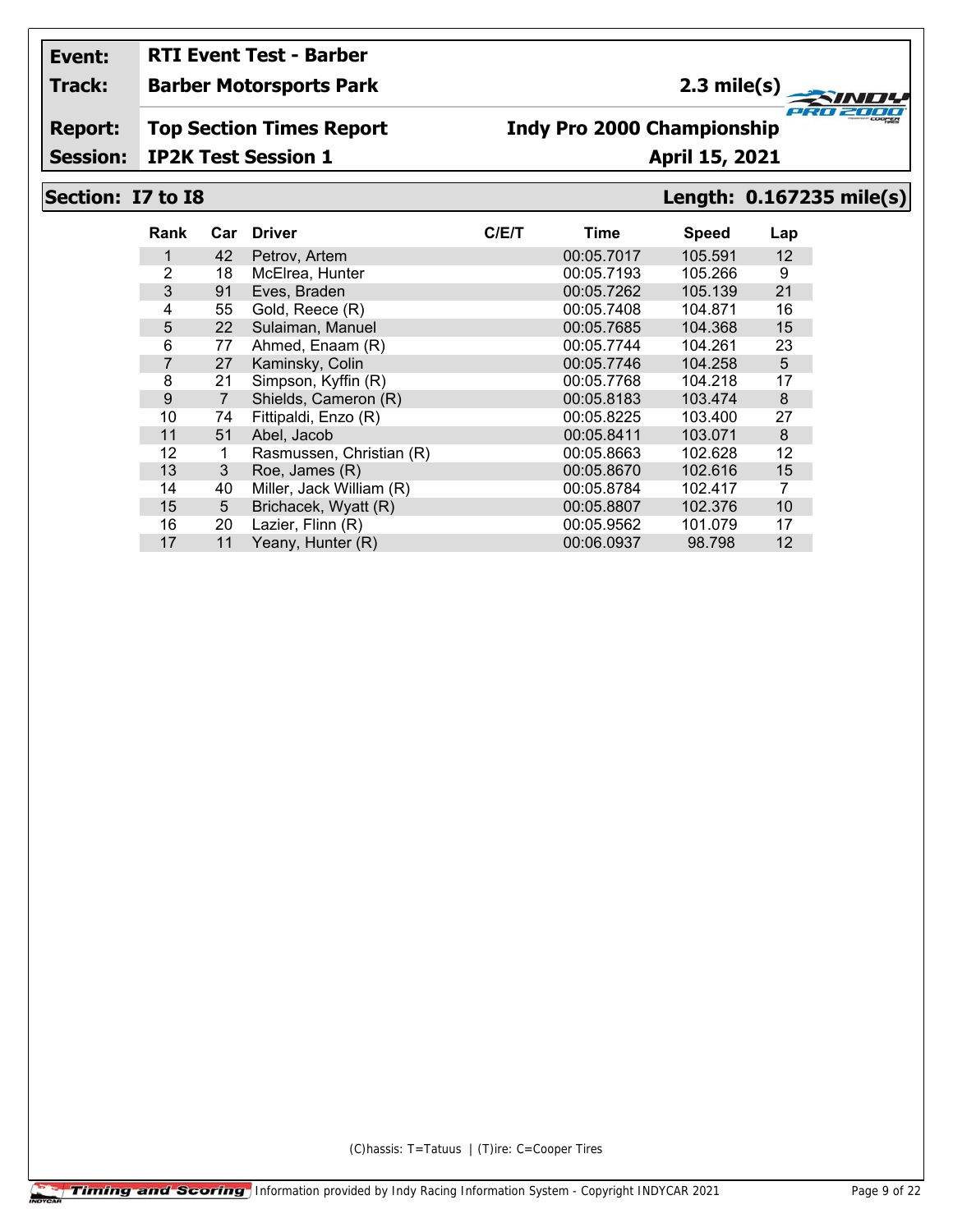**Event:** RTI Event Test - Barber

**Track:** Barber Motorsports Park — 2.3 mile(s)

**Report:** Top Section Times Report — Indy Pro 2000 Championship

**Session:** IP2K Test Session 1 — April 15, 2021

## Section: I7 to I8 — Length: 0.167235 mile(s)

| Rank | Car | Driver | C/E/T | Time | Speed | Lap |
|---|---|---|---|---|---|---|
| 1 | 42 | Petrov, Artem | | 00:05.7017 | 105.591 | 12 |
| 2 | 18 | McElrea, Hunter | | 00:05.7193 | 105.266 | 9 |
| 3 | 91 | Eves, Braden | | 00:05.7262 | 105.139 | 21 |
| 4 | 55 | Gold, Reece (R) | | 00:05.7408 | 104.871 | 16 |
| 5 | 22 | Sulaiman, Manuel | | 00:05.7685 | 104.368 | 15 |
| 6 | 77 | Ahmed, Enaam (R) | | 00:05.7744 | 104.261 | 23 |
| 7 | 27 | Kaminsky, Colin | | 00:05.7746 | 104.258 | 5 |
| 8 | 21 | Simpson, Kyffin (R) | | 00:05.7768 | 104.218 | 17 |
| 9 | 7 | Shields, Cameron (R) | | 00:05.8183 | 103.474 | 8 |
| 10 | 74 | Fittipaldi, Enzo (R) | | 00:05.8225 | 103.400 | 27 |
| 11 | 51 | Abel, Jacob | | 00:05.8411 | 103.071 | 8 |
| 12 | 1 | Rasmussen, Christian (R) | | 00:05.8663 | 102.628 | 12 |
| 13 | 3 | Roe, James (R) | | 00:05.8670 | 102.616 | 15 |
| 14 | 40 | Miller, Jack William (R) | | 00:05.8784 | 102.417 | 7 |
| 15 | 5 | Brichacek, Wyatt (R) | | 00:05.8807 | 102.376 | 10 |
| 16 | 20 | Lazier, Flinn (R) | | 00:05.9562 | 101.079 | 17 |
| 17 | 11 | Yeany, Hunter (R) | | 00:06.0937 | 98.798 | 12 |

(C)hassis: T=Tatuus | (T)ire: C=Cooper Tires

Timing and Scoring — Information provided by Indy Racing Information System - Copyright INDYCAR 2021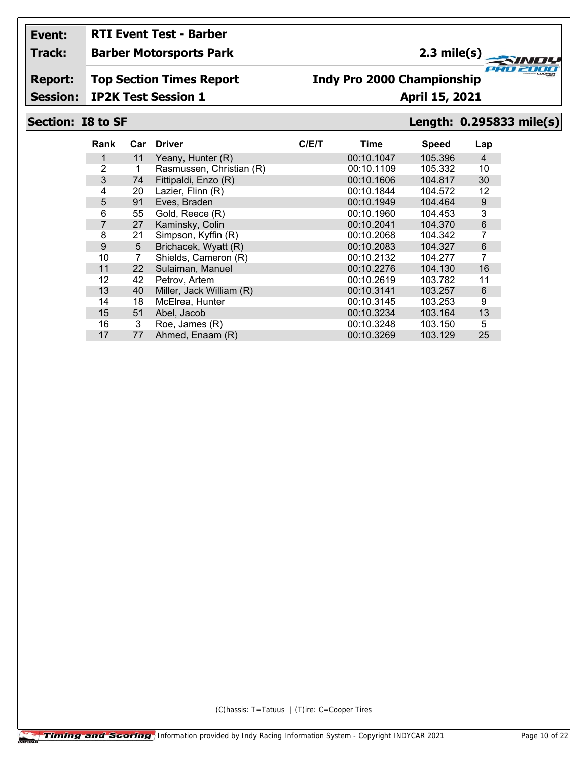**Event:** RTI Event Test - Barber

**Track:** Barber Motorsports Park — 2.3 mile(s)

**Report:** Top Section Times Report — Indy Pro 2000 Championship

**Session:** IP2K Test Session 1 — April 15, 2021

## Section: I8 to SF — Length: 0.295833 mile(s)

| Rank | Car | Driver | C/E/T | Time | Speed | Lap |
|---|---|---|---|---|---|---|
| 1 | 11 | Yeany, Hunter (R) | | 00:10.1047 | 105.396 | 4 |
| 2 | 1 | Rasmussen, Christian (R) | | 00:10.1109 | 105.332 | 10 |
| 3 | 74 | Fittipaldi, Enzo (R) | | 00:10.1606 | 104.817 | 30 |
| 4 | 20 | Lazier, Flinn (R) | | 00:10.1844 | 104.572 | 12 |
| 5 | 91 | Eves, Braden | | 00:10.1949 | 104.464 | 9 |
| 6 | 55 | Gold, Reece (R) | | 00:10.1960 | 104.453 | 3 |
| 7 | 27 | Kaminsky, Colin | | 00:10.2041 | 104.370 | 6 |
| 8 | 21 | Simpson, Kyffin (R) | | 00:10.2068 | 104.342 | 7 |
| 9 | 5 | Brichacek, Wyatt (R) | | 00:10.2083 | 104.327 | 6 |
| 10 | 7 | Shields, Cameron (R) | | 00:10.2132 | 104.277 | 7 |
| 11 | 22 | Sulaiman, Manuel | | 00:10.2276 | 104.130 | 16 |
| 12 | 42 | Petrov, Artem | | 00:10.2619 | 103.782 | 11 |
| 13 | 40 | Miller, Jack William (R) | | 00:10.3141 | 103.257 | 6 |
| 14 | 18 | McElrea, Hunter | | 00:10.3145 | 103.253 | 9 |
| 15 | 51 | Abel, Jacob | | 00:10.3234 | 103.164 | 13 |
| 16 | 3 | Roe, James (R) | | 00:10.3248 | 103.150 | 5 |
| 17 | 77 | Ahmed, Enaam (R) | | 00:10.3269 | 103.129 | 25 |

(C)hassis: T=Tatuus | (T)ire: C=Cooper Tires

Timing and Scoring — Information provided by Indy Racing Information System - Copyright INDYCAR 2021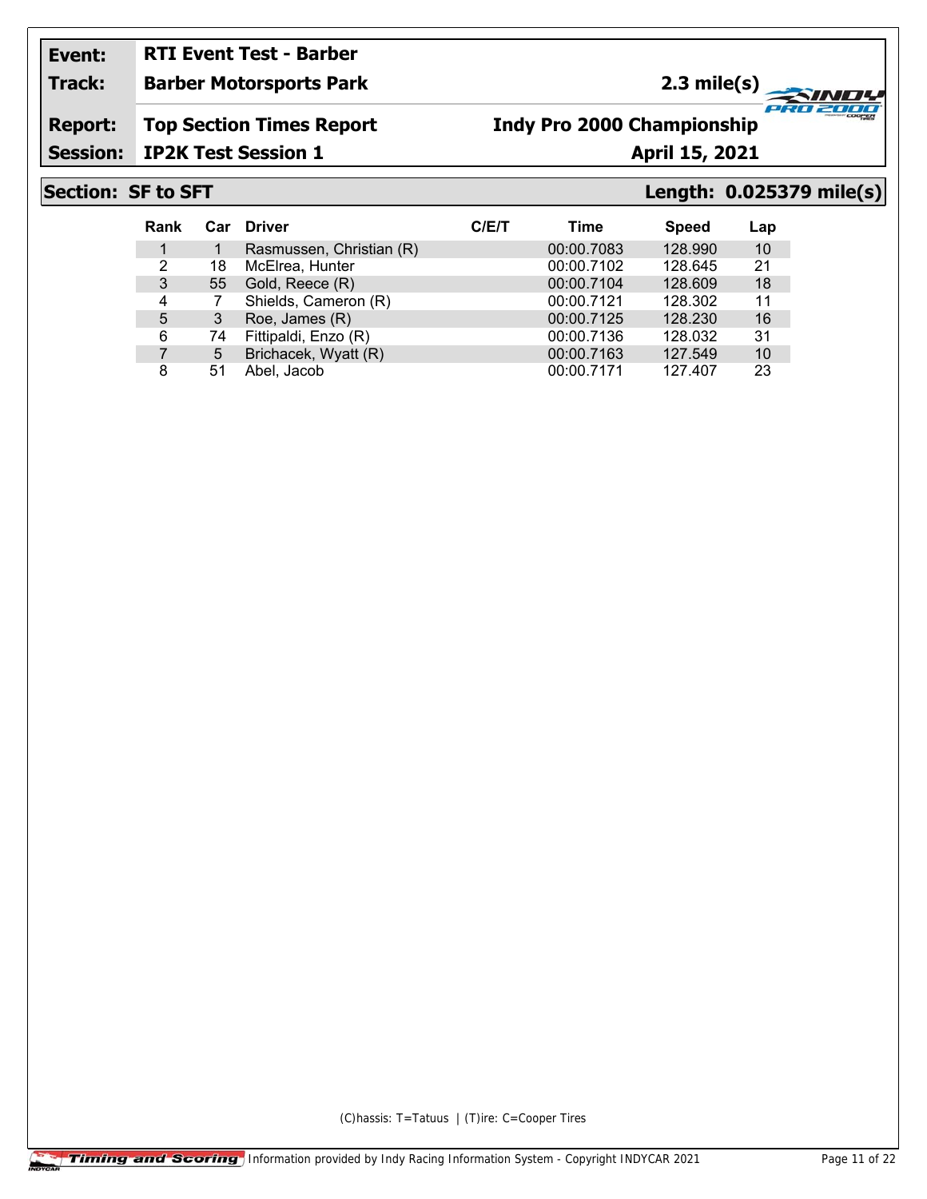**Event:** RTI Event Test - Barber

**Track:** Barber Motorsports Park — 2.3 mile(s)

**Report:** Top Section Times Report — Indy Pro 2000 Championship

**Session:** IP2K Test Session 1 — April 15, 2021

## Section: SF to SFT — Length: 0.025379 mile(s)

| Rank | Car | Driver | C/E/T | Time | Speed | Lap |
|---|---|---|---|---|---|---|
| 1 | 1 | Rasmussen, Christian (R) | | 00:00.7083 | 128.990 | 10 |
| 2 | 18 | McElrea, Hunter | | 00:00.7102 | 128.645 | 21 |
| 3 | 55 | Gold, Reece (R) | | 00:00.7104 | 128.609 | 18 |
| 4 | 7 | Shields, Cameron (R) | | 00:00.7121 | 128.302 | 11 |
| 5 | 3 | Roe, James (R) | | 00:00.7125 | 128.230 | 16 |
| 6 | 74 | Fittipaldi, Enzo (R) | | 00:00.7136 | 128.032 | 31 |
| 7 | 5 | Brichacek, Wyatt (R) | | 00:00.7163 | 127.549 | 10 |
| 8 | 51 | Abel, Jacob | | 00:00.7171 | 127.407 | 23 |

(C)hassis: T=Tatuus | (T)ire: C=Cooper Tires

Timing and Scoring — Information provided by Indy Racing Information System - Copyright INDYCAR 2021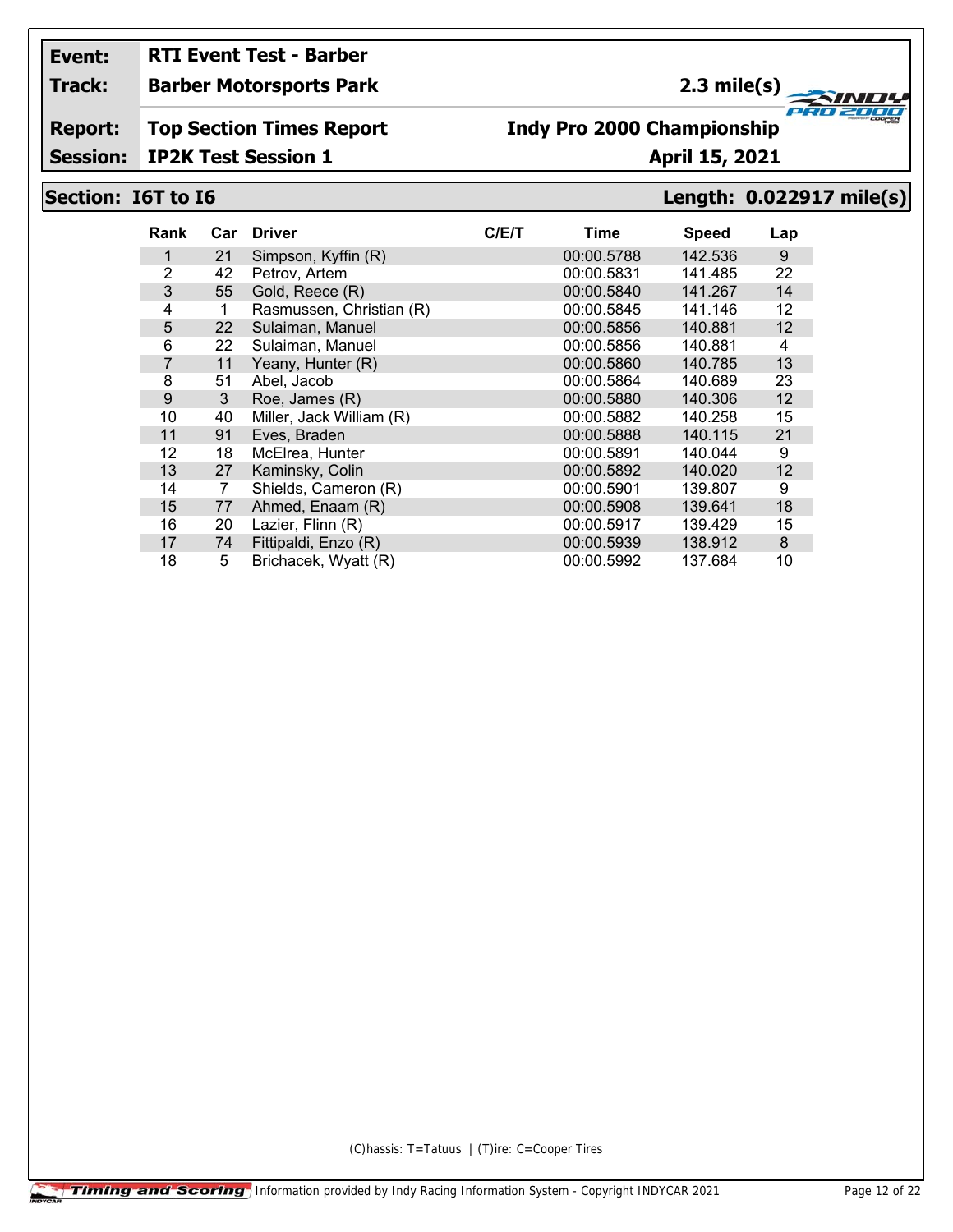**Event:** RTI Event Test - Barber

**Track:** Barber Motorsports Park — 2.3 mile(s)

**Report:** Top Section Times Report — Indy Pro 2000 Championship

**Session:** IP2K Test Session 1 — April 15, 2021

## Section: I6T to I6 — Length: 0.022917 mile(s)

| Rank | Car | Driver | C/E/T | Time | Speed | Lap |
|---|---|---|---|---|---|---|
| 1 | 21 | Simpson, Kyffin (R) | | 00:00.5788 | 142.536 | 9 |
| 2 | 42 | Petrov, Artem | | 00:00.5831 | 141.485 | 22 |
| 3 | 55 | Gold, Reece (R) | | 00:00.5840 | 141.267 | 14 |
| 4 | 1 | Rasmussen, Christian (R) | | 00:00.5845 | 141.146 | 12 |
| 5 | 22 | Sulaiman, Manuel | | 00:00.5856 | 140.881 | 12 |
| 6 | 22 | Sulaiman, Manuel | | 00:00.5856 | 140.881 | 4 |
| 7 | 11 | Yeany, Hunter (R) | | 00:00.5860 | 140.785 | 13 |
| 8 | 51 | Abel, Jacob | | 00:00.5864 | 140.689 | 23 |
| 9 | 3 | Roe, James (R) | | 00:00.5880 | 140.306 | 12 |
| 10 | 40 | Miller, Jack William (R) | | 00:00.5882 | 140.258 | 15 |
| 11 | 91 | Eves, Braden | | 00:00.5888 | 140.115 | 21 |
| 12 | 18 | McElrea, Hunter | | 00:00.5891 | 140.044 | 9 |
| 13 | 27 | Kaminsky, Colin | | 00:00.5892 | 140.020 | 12 |
| 14 | 7 | Shields, Cameron (R) | | 00:00.5901 | 139.807 | 9 |
| 15 | 77 | Ahmed, Enaam (R) | | 00:00.5908 | 139.641 | 18 |
| 16 | 20 | Lazier, Flinn (R) | | 00:00.5917 | 139.429 | 15 |
| 17 | 74 | Fittipaldi, Enzo (R) | | 00:00.5939 | 138.912 | 8 |
| 18 | 5 | Brichacek, Wyatt (R) | | 00:00.5992 | 137.684 | 10 |

(C)hassis: T=Tatuus | (T)ire: C=Cooper Tires

Timing and Scoring — Information provided by Indy Racing Information System - Copyright INDYCAR 2021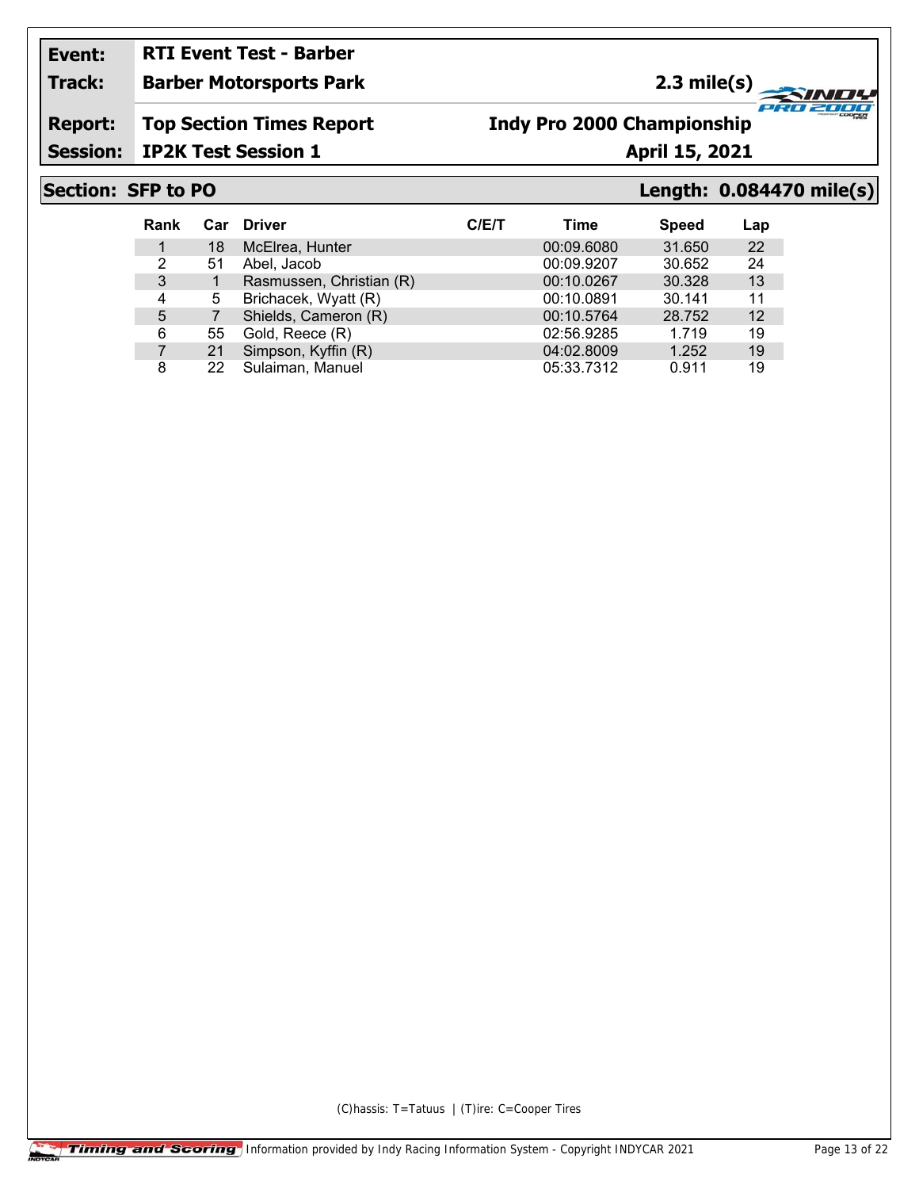**Event:** RTI Event Test - Barber

**Track:** Barber Motorsports Park — 2.3 mile(s)

**Report:** Top Section Times Report — Indy Pro 2000 Championship

**Session:** IP2K Test Session 1 — April 15, 2021

## Section: SFP to PO — Length: 0.084470 mile(s)

| Rank | Car | Driver | C/E/T | Time | Speed | Lap |
|---|---|---|---|---|---|---|
| 1 | 18 | McElrea, Hunter | | 00:09.6080 | 31.650 | 22 |
| 2 | 51 | Abel, Jacob | | 00:09.9207 | 30.652 | 24 |
| 3 | 1 | Rasmussen, Christian (R) | | 00:10.0267 | 30.328 | 13 |
| 4 | 5 | Brichacek, Wyatt (R) | | 00:10.0891 | 30.141 | 11 |
| 5 | 7 | Shields, Cameron (R) | | 00:10.5764 | 28.752 | 12 |
| 6 | 55 | Gold, Reece (R) | | 02:56.9285 | 1.719 | 19 |
| 7 | 21 | Simpson, Kyffin (R) | | 04:02.8009 | 1.252 | 19 |
| 8 | 22 | Sulaiman, Manuel | | 05:33.7312 | 0.911 | 19 |

(C)hassis: T=Tatuus | (T)ire: C=Cooper Tires

Information provided by Indy Racing Information System - Copyright INDYCAR 2021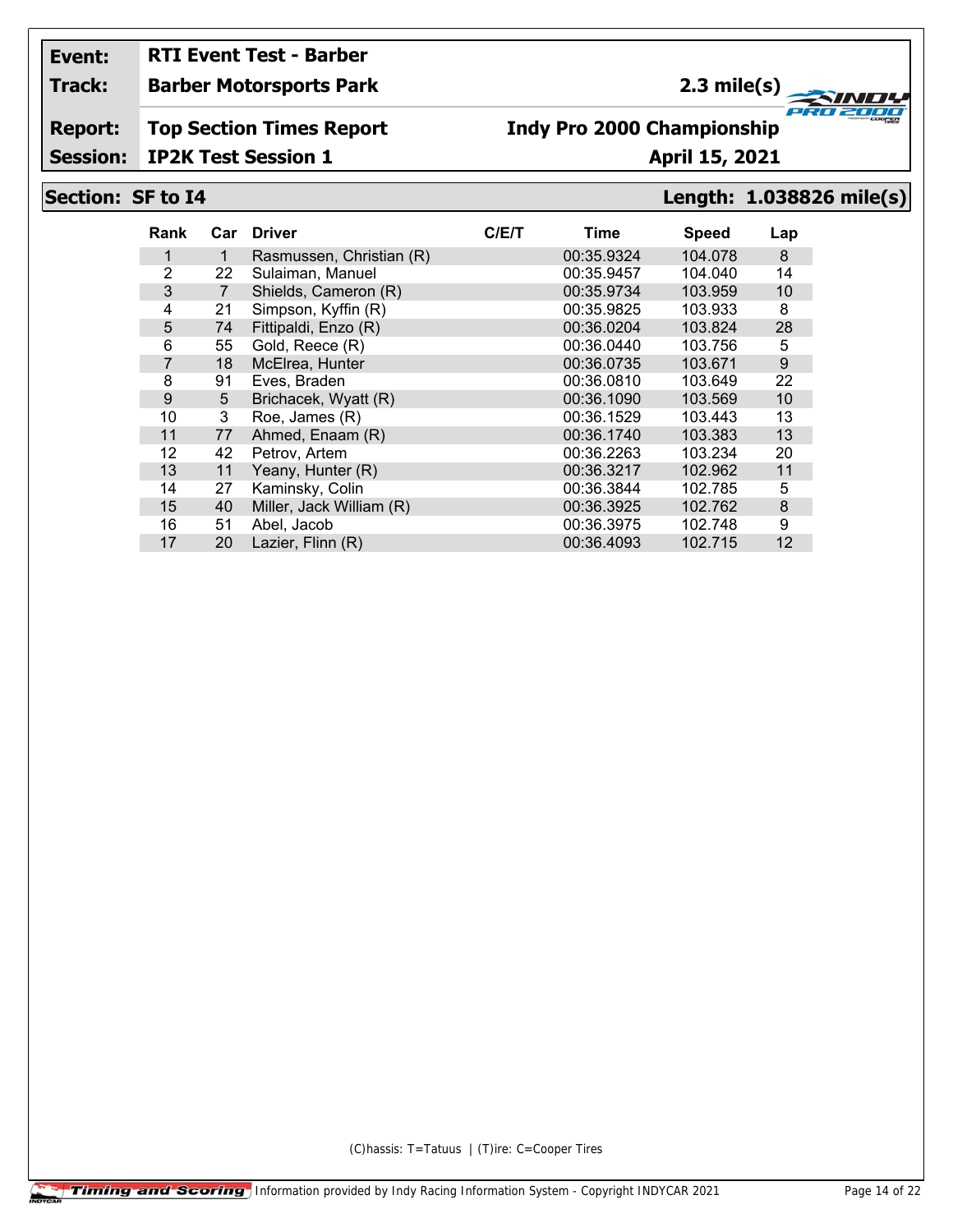**Event:** RTI Event Test - Barber

**Track:** Barber Motorsports Park — 2.3 mile(s)

**Report:** Top Section Times Report — Indy Pro 2000 Championship

**Session:** IP2K Test Session 1 — April 15, 2021

## Section: SF to I4 — Length: 1.038826 mile(s)

| Rank | Car | Driver | C/E/T | Time | Speed | Lap |
|---|---|---|---|---|---|---|
| 1 | 1 | Rasmussen, Christian (R) | | 00:35.9324 | 104.078 | 8 |
| 2 | 22 | Sulaiman, Manuel | | 00:35.9457 | 104.040 | 14 |
| 3 | 7 | Shields, Cameron (R) | | 00:35.9734 | 103.959 | 10 |
| 4 | 21 | Simpson, Kyffin (R) | | 00:35.9825 | 103.933 | 8 |
| 5 | 74 | Fittipaldi, Enzo (R) | | 00:36.0204 | 103.824 | 28 |
| 6 | 55 | Gold, Reece (R) | | 00:36.0440 | 103.756 | 5 |
| 7 | 18 | McElrea, Hunter | | 00:36.0735 | 103.671 | 9 |
| 8 | 91 | Eves, Braden | | 00:36.0810 | 103.649 | 22 |
| 9 | 5 | Brichacek, Wyatt (R) | | 00:36.1090 | 103.569 | 10 |
| 10 | 3 | Roe, James (R) | | 00:36.1529 | 103.443 | 13 |
| 11 | 77 | Ahmed, Enaam (R) | | 00:36.1740 | 103.383 | 13 |
| 12 | 42 | Petrov, Artem | | 00:36.2263 | 103.234 | 20 |
| 13 | 11 | Yeany, Hunter (R) | | 00:36.3217 | 102.962 | 11 |
| 14 | 27 | Kaminsky, Colin | | 00:36.3844 | 102.785 | 5 |
| 15 | 40 | Miller, Jack William (R) | | 00:36.3925 | 102.762 | 8 |
| 16 | 51 | Abel, Jacob | | 00:36.3975 | 102.748 | 9 |
| 17 | 20 | Lazier, Flinn (R) | | 00:36.4093 | 102.715 | 12 |

(C)hassis: T=Tatuus | (T)ire: C=Cooper Tires

Information provided by Indy Racing Information System - Copyright INDYCAR 2021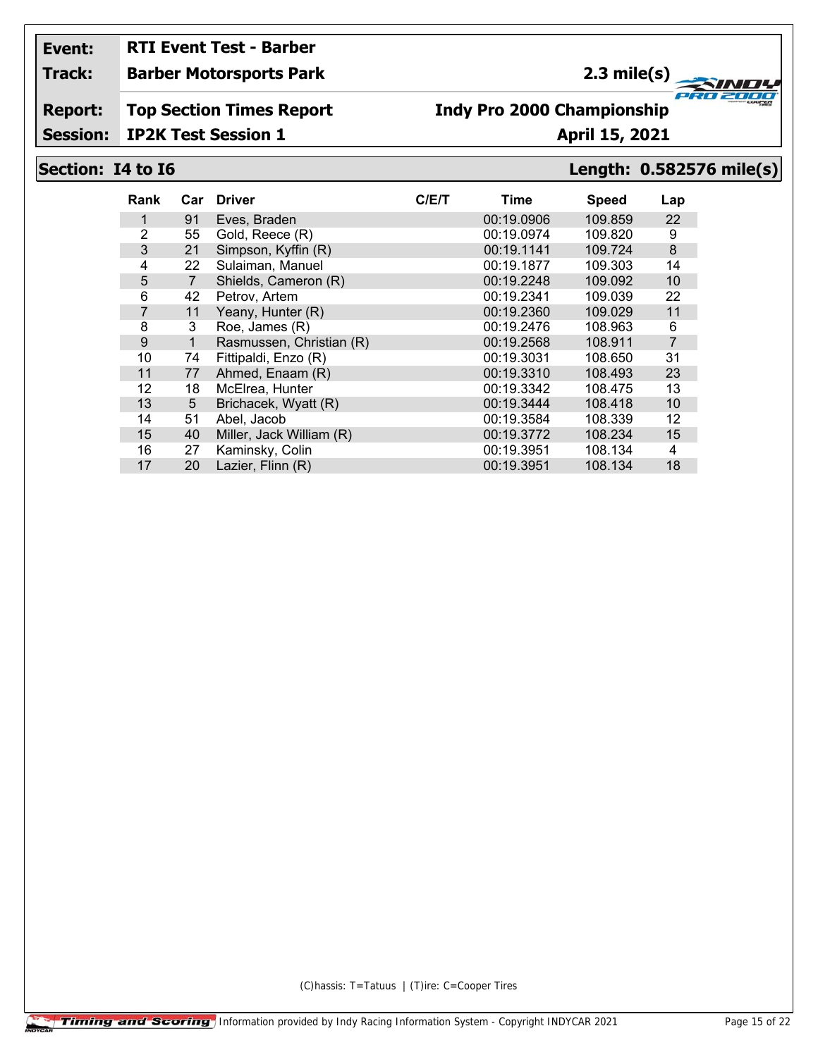| Event: | RTI Event Test - Barber | |
|---|---|---|
| Track: | Barber Motorsports Park | 2.3 mile(s) |
| Report: | Top Section Times Report | Indy Pro 2000 Championship |
| Session: | IP2K Test Session 1 | April 15, 2021 |

**Section: I4 to I6** — **Length: 0.582576 mile(s)**

| Rank | Car | Driver | C/E/T | Time | Speed | Lap |
|---|---|---|---|---|---|---|
| 1 | 91 | Eves, Braden | | 00:19.0906 | 109.859 | 22 |
| 2 | 55 | Gold, Reece (R) | | 00:19.0974 | 109.820 | 9 |
| 3 | 21 | Simpson, Kyffin (R) | | 00:19.1141 | 109.724 | 8 |
| 4 | 22 | Sulaiman, Manuel | | 00:19.1877 | 109.303 | 14 |
| 5 | 7 | Shields, Cameron (R) | | 00:19.2248 | 109.092 | 10 |
| 6 | 42 | Petrov, Artem | | 00:19.2341 | 109.039 | 22 |
| 7 | 11 | Yeany, Hunter (R) | | 00:19.2360 | 109.029 | 11 |
| 8 | 3 | Roe, James (R) | | 00:19.2476 | 108.963 | 6 |
| 9 | 1 | Rasmussen, Christian (R) | | 00:19.2568 | 108.911 | 7 |
| 10 | 74 | Fittipaldi, Enzo (R) | | 00:19.3031 | 108.650 | 31 |
| 11 | 77 | Ahmed, Enaam (R) | | 00:19.3310 | 108.493 | 23 |
| 12 | 18 | McElrea, Hunter | | 00:19.3342 | 108.475 | 13 |
| 13 | 5 | Brichacek, Wyatt (R) | | 00:19.3444 | 108.418 | 10 |
| 14 | 51 | Abel, Jacob | | 00:19.3584 | 108.339 | 12 |
| 15 | 40 | Miller, Jack William (R) | | 00:19.3772 | 108.234 | 15 |
| 16 | 27 | Kaminsky, Colin | | 00:19.3951 | 108.134 | 4 |
| 17 | 20 | Lazier, Flinn (R) | | 00:19.3951 | 108.134 | 18 |

(C)hassis: T=Tatuus | (T)ire: C=Cooper Tires

Timing and Scoring | Information provided by Indy Racing Information System - Copyright INDYCAR 2021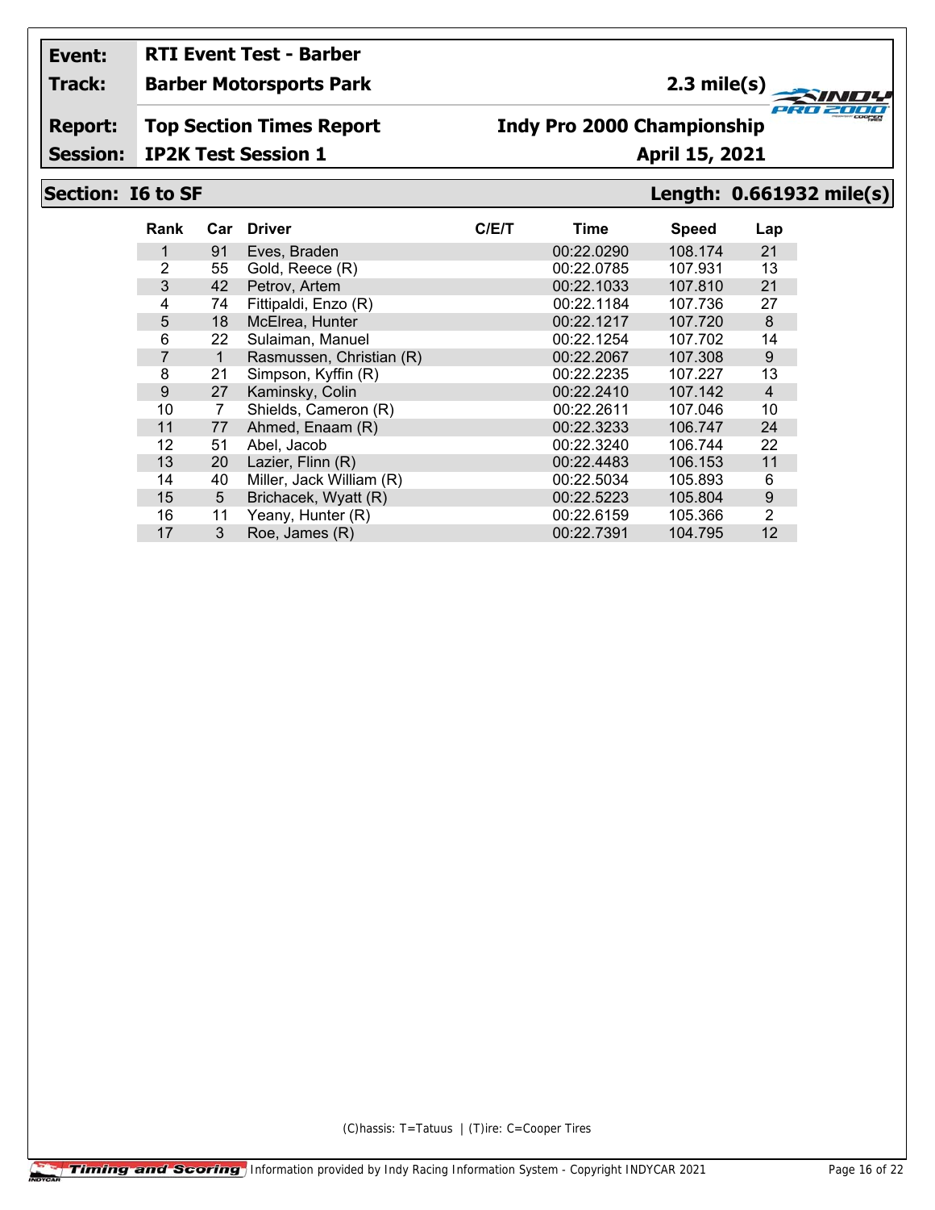**Event:** RTI Event Test - Barber
**Track:** Barber Motorsports Park — 2.3 mile(s)
**Report:** Top Section Times Report — Indy Pro 2000 Championship
**Session:** IP2K Test Session 1 — April 15, 2021

## Section: I6 to SF — Length: 0.661932 mile(s)

| Rank | Car | Driver | C/E/T | Time | Speed | Lap |
|---|---|---|---|---|---|---|
| 1 | 91 | Eves, Braden | | 00:22.0290 | 108.174 | 21 |
| 2 | 55 | Gold, Reece (R) | | 00:22.0785 | 107.931 | 13 |
| 3 | 42 | Petrov, Artem | | 00:22.1033 | 107.810 | 21 |
| 4 | 74 | Fittipaldi, Enzo (R) | | 00:22.1184 | 107.736 | 27 |
| 5 | 18 | McElrea, Hunter | | 00:22.1217 | 107.720 | 8 |
| 6 | 22 | Sulaiman, Manuel | | 00:22.1254 | 107.702 | 14 |
| 7 | 1 | Rasmussen, Christian (R) | | 00:22.2067 | 107.308 | 9 |
| 8 | 21 | Simpson, Kyffin (R) | | 00:22.2235 | 107.227 | 13 |
| 9 | 27 | Kaminsky, Colin | | 00:22.2410 | 107.142 | 4 |
| 10 | 7 | Shields, Cameron (R) | | 00:22.2611 | 107.046 | 10 |
| 11 | 77 | Ahmed, Enaam (R) | | 00:22.3233 | 106.747 | 24 |
| 12 | 51 | Abel, Jacob | | 00:22.3240 | 106.744 | 22 |
| 13 | 20 | Lazier, Flinn (R) | | 00:22.4483 | 106.153 | 11 |
| 14 | 40 | Miller, Jack William (R) | | 00:22.5034 | 105.893 | 6 |
| 15 | 5 | Brichacek, Wyatt (R) | | 00:22.5223 | 105.804 | 9 |
| 16 | 11 | Yeany, Hunter (R) | | 00:22.6159 | 105.366 | 2 |
| 17 | 3 | Roe, James (R) | | 00:22.7391 | 104.795 | 12 |

(C)hassis: T=Tatuus | (T)ire: C=Cooper Tires

Information provided by Indy Racing Information System - Copyright INDYCAR 2021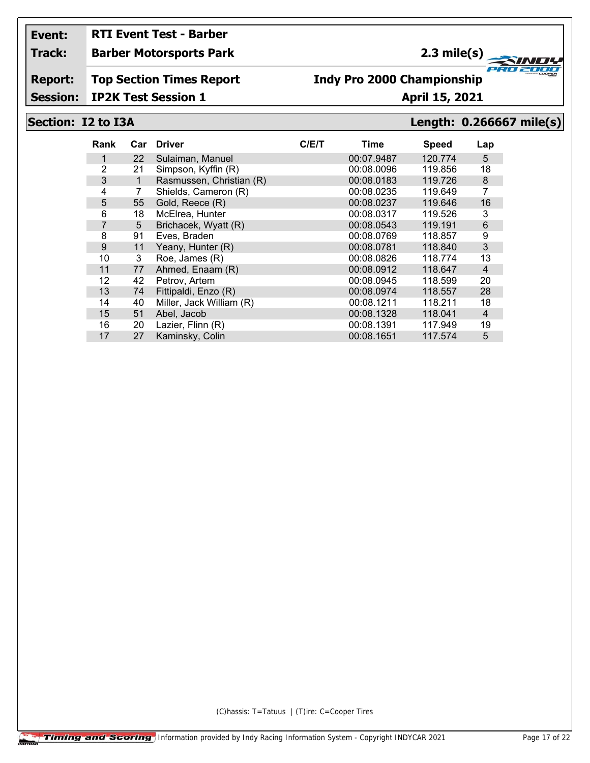**Event:** RTI Event Test - Barber

**Track:** Barber Motorsports Park — 2.3 mile(s)

**Report:** Top Section Times Report — Indy Pro 2000 Championship

**Session:** IP2K Test Session 1 — April 15, 2021

## Section: I2 to I3A — Length: 0.266667 mile(s)

| Rank | Car | Driver | C/E/T | Time | Speed | Lap |
|---|---|---|---|---|---|---|
| 1 | 22 | Sulaiman, Manuel | | 00:07.9487 | 120.774 | 5 |
| 2 | 21 | Simpson, Kyffin (R) | | 00:08.0096 | 119.856 | 18 |
| 3 | 1 | Rasmussen, Christian (R) | | 00:08.0183 | 119.726 | 8 |
| 4 | 7 | Shields, Cameron (R) | | 00:08.0235 | 119.649 | 7 |
| 5 | 55 | Gold, Reece (R) | | 00:08.0237 | 119.646 | 16 |
| 6 | 18 | McElrea, Hunter | | 00:08.0317 | 119.526 | 3 |
| 7 | 5 | Brichacek, Wyatt (R) | | 00:08.0543 | 119.191 | 6 |
| 8 | 91 | Eves, Braden | | 00:08.0769 | 118.857 | 9 |
| 9 | 11 | Yeany, Hunter (R) | | 00:08.0781 | 118.840 | 3 |
| 10 | 3 | Roe, James (R) | | 00:08.0826 | 118.774 | 13 |
| 11 | 77 | Ahmed, Enaam (R) | | 00:08.0912 | 118.647 | 4 |
| 12 | 42 | Petrov, Artem | | 00:08.0945 | 118.599 | 20 |
| 13 | 74 | Fittipaldi, Enzo (R) | | 00:08.0974 | 118.557 | 28 |
| 14 | 40 | Miller, Jack William (R) | | 00:08.1211 | 118.211 | 18 |
| 15 | 51 | Abel, Jacob | | 00:08.1328 | 118.041 | 4 |
| 16 | 20 | Lazier, Flinn (R) | | 00:08.1391 | 117.949 | 19 |
| 17 | 27 | Kaminsky, Colin | | 00:08.1651 | 117.574 | 5 |

(C)hassis: T=Tatuus | (T)ire: C=Cooper Tires

Timing and Scoring — Information provided by Indy Racing Information System - Copyright INDYCAR 2021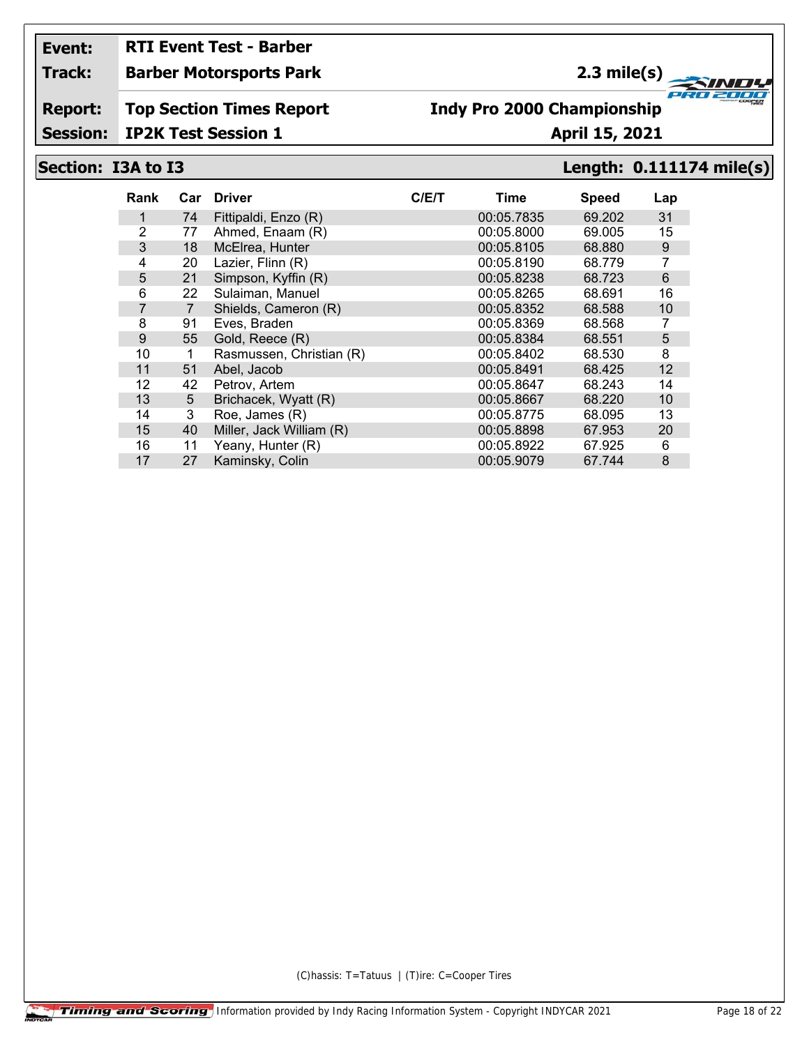**Event:** RTI Event Test - Barber

**Track:** Barber Motorsports Park — 2.3 mile(s)

**Report:** Top Section Times Report — Indy Pro 2000 Championship

**Session:** IP2K Test Session 1 — April 15, 2021

## Section: I3A to I3 — Length: 0.111174 mile(s)

| Rank | Car | Driver | C/E/T | Time | Speed | Lap |
|---|---|---|---|---|---|---|
| 1 | 74 | Fittipaldi, Enzo (R) | | 00:05.7835 | 69.202 | 31 |
| 2 | 77 | Ahmed, Enaam (R) | | 00:05.8000 | 69.005 | 15 |
| 3 | 18 | McElrea, Hunter | | 00:05.8105 | 68.880 | 9 |
| 4 | 20 | Lazier, Flinn (R) | | 00:05.8190 | 68.779 | 7 |
| 5 | 21 | Simpson, Kyffin (R) | | 00:05.8238 | 68.723 | 6 |
| 6 | 22 | Sulaiman, Manuel | | 00:05.8265 | 68.691 | 16 |
| 7 | 7 | Shields, Cameron (R) | | 00:05.8352 | 68.588 | 10 |
| 8 | 91 | Eves, Braden | | 00:05.8369 | 68.568 | 7 |
| 9 | 55 | Gold, Reece (R) | | 00:05.8384 | 68.551 | 5 |
| 10 | 1 | Rasmussen, Christian (R) | | 00:05.8402 | 68.530 | 8 |
| 11 | 51 | Abel, Jacob | | 00:05.8491 | 68.425 | 12 |
| 12 | 42 | Petrov, Artem | | 00:05.8647 | 68.243 | 14 |
| 13 | 5 | Brichacek, Wyatt (R) | | 00:05.8667 | 68.220 | 10 |
| 14 | 3 | Roe, James (R) | | 00:05.8775 | 68.095 | 13 |
| 15 | 40 | Miller, Jack William (R) | | 00:05.8898 | 67.953 | 20 |
| 16 | 11 | Yeany, Hunter (R) | | 00:05.8922 | 67.925 | 6 |
| 17 | 27 | Kaminsky, Colin | | 00:05.9079 | 67.744 | 8 |

(C)hassis: T=Tatuus | (T)ire: C=Cooper Tires

Timing and Scoring — Information provided by Indy Racing Information System - Copyright INDYCAR 2021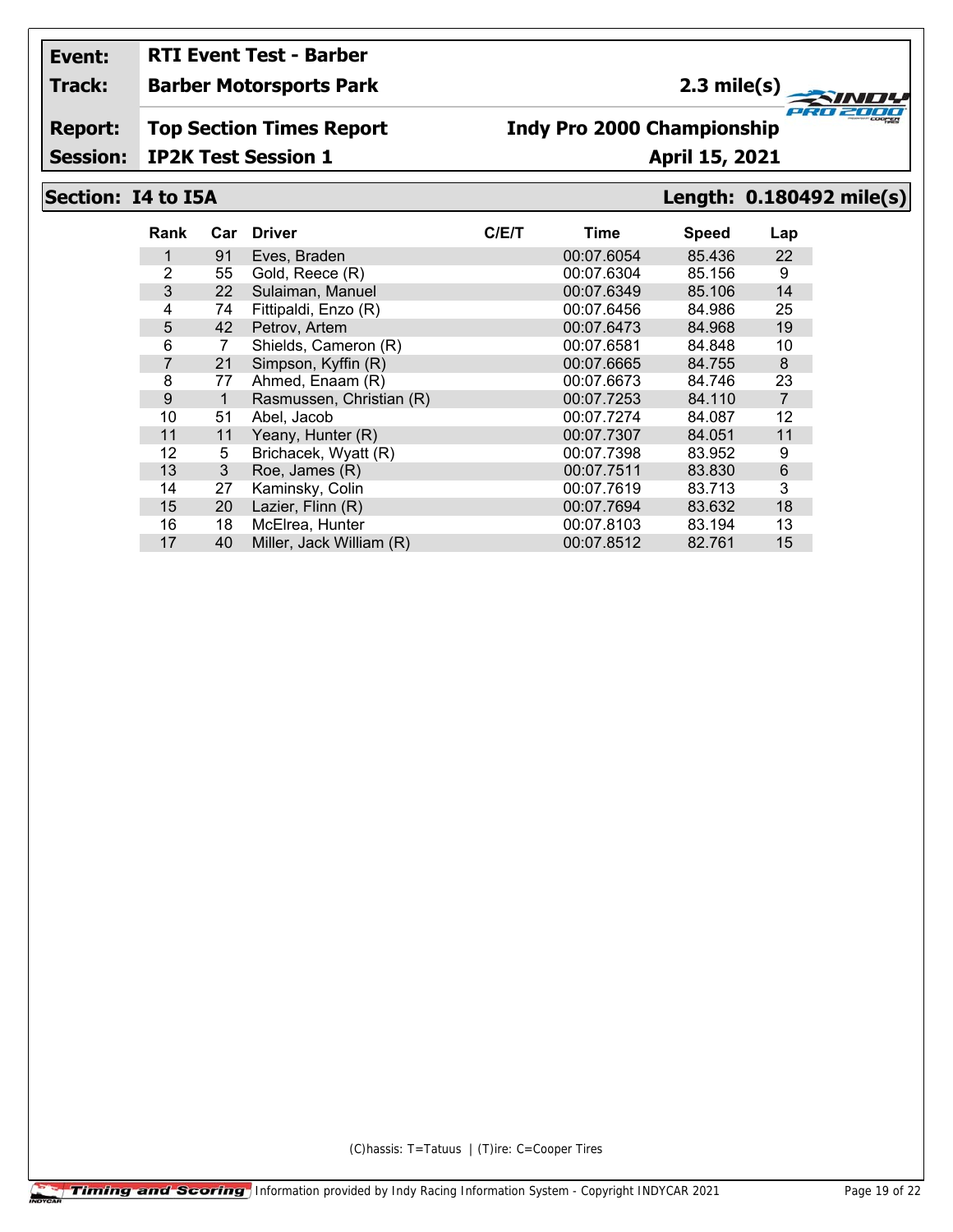**Event:** RTI Event Test - Barber

**Track:** Barber Motorsports Park — 2.3 mile(s)

**Report:** Top Section Times Report — Indy Pro 2000 Championship

**Session:** IP2K Test Session 1 — April 15, 2021

## Section: I4 to I5A — Length: 0.180492 mile(s)

| Rank | Car | Driver | C/E/T | Time | Speed | Lap |
|---|---|---|---|---|---|---|
| 1 | 91 | Eves, Braden | | 00:07.6054 | 85.436 | 22 |
| 2 | 55 | Gold, Reece (R) | | 00:07.6304 | 85.156 | 9 |
| 3 | 22 | Sulaiman, Manuel | | 00:07.6349 | 85.106 | 14 |
| 4 | 74 | Fittipaldi, Enzo (R) | | 00:07.6456 | 84.986 | 25 |
| 5 | 42 | Petrov, Artem | | 00:07.6473 | 84.968 | 19 |
| 6 | 7 | Shields, Cameron (R) | | 00:07.6581 | 84.848 | 10 |
| 7 | 21 | Simpson, Kyffin (R) | | 00:07.6665 | 84.755 | 8 |
| 8 | 77 | Ahmed, Enaam (R) | | 00:07.6673 | 84.746 | 23 |
| 9 | 1 | Rasmussen, Christian (R) | | 00:07.7253 | 84.110 | 7 |
| 10 | 51 | Abel, Jacob | | 00:07.7274 | 84.087 | 12 |
| 11 | 11 | Yeany, Hunter (R) | | 00:07.7307 | 84.051 | 11 |
| 12 | 5 | Brichacek, Wyatt (R) | | 00:07.7398 | 83.952 | 9 |
| 13 | 3 | Roe, James (R) | | 00:07.7511 | 83.830 | 6 |
| 14 | 27 | Kaminsky, Colin | | 00:07.7619 | 83.713 | 3 |
| 15 | 20 | Lazier, Flinn (R) | | 00:07.7694 | 83.632 | 18 |
| 16 | 18 | McElrea, Hunter | | 00:07.8103 | 83.194 | 13 |
| 17 | 40 | Miller, Jack William (R) | | 00:07.8512 | 82.761 | 15 |

(C)hassis: T=Tatuus | (T)ire: C=Cooper Tires

Timing and Scoring — Information provided by Indy Racing Information System - Copyright INDYCAR 2021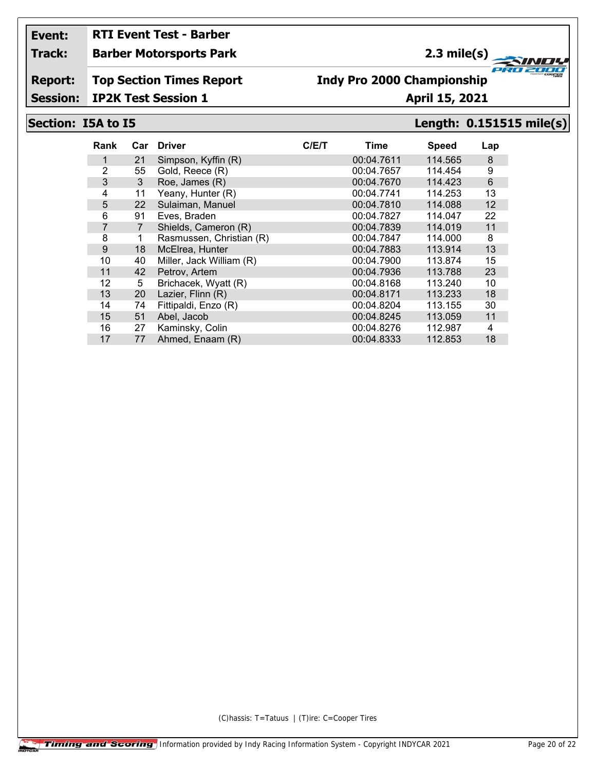| Event: | RTI Event Test - Barber | |
|---|---|---|
| Track: | Barber Motorsports Park | 2.3 mile(s) |
| Report: | Top Section Times Report | Indy Pro 2000 Championship |
| Session: | IP2K Test Session 1 | April 15, 2021 |

## Section: I5A to I5

**Length: 0.151515 mile(s)**

| Rank | Car | Driver | C/E/T | Time | Speed | Lap |
|---|---|---|---|---|---|---|
| 1 | 21 | Simpson, Kyffin (R) | | 00:04.7611 | 114.565 | 8 |
| 2 | 55 | Gold, Reece (R) | | 00:04.7657 | 114.454 | 9 |
| 3 | 3 | Roe, James (R) | | 00:04.7670 | 114.423 | 6 |
| 4 | 11 | Yeany, Hunter (R) | | 00:04.7741 | 114.253 | 13 |
| 5 | 22 | Sulaiman, Manuel | | 00:04.7810 | 114.088 | 12 |
| 6 | 91 | Eves, Braden | | 00:04.7827 | 114.047 | 22 |
| 7 | 7 | Shields, Cameron (R) | | 00:04.7839 | 114.019 | 11 |
| 8 | 1 | Rasmussen, Christian (R) | | 00:04.7847 | 114.000 | 8 |
| 9 | 18 | McElrea, Hunter | | 00:04.7883 | 113.914 | 13 |
| 10 | 40 | Miller, Jack William (R) | | 00:04.7900 | 113.874 | 15 |
| 11 | 42 | Petrov, Artem | | 00:04.7936 | 113.788 | 23 |
| 12 | 5 | Brichacek, Wyatt (R) | | 00:04.8168 | 113.240 | 10 |
| 13 | 20 | Lazier, Flinn (R) | | 00:04.8171 | 113.233 | 18 |
| 14 | 74 | Fittipaldi, Enzo (R) | | 00:04.8204 | 113.155 | 30 |
| 15 | 51 | Abel, Jacob | | 00:04.8245 | 113.059 | 11 |
| 16 | 27 | Kaminsky, Colin | | 00:04.8276 | 112.987 | 4 |
| 17 | 77 | Ahmed, Enaam (R) | | 00:04.8333 | 112.853 | 18 |

(C)hassis: T=Tatuus | (T)ire: C=Cooper Tires

Information provided by Indy Racing Information System - Copyright INDYCAR 2021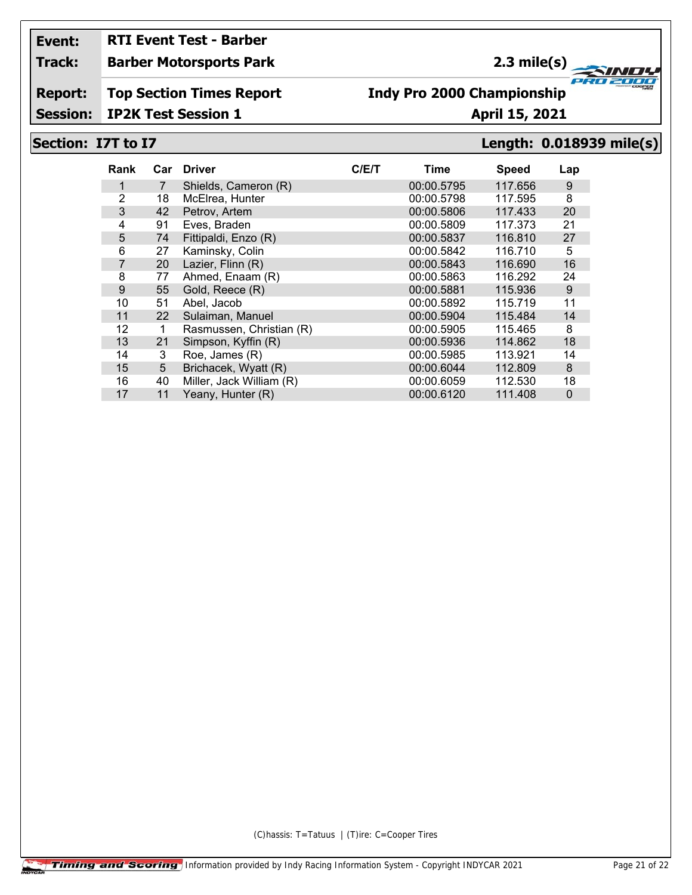**Event:** RTI Event Test - Barber

**Track:** Barber Motorsports Park — 2.3 mile(s)

**Report:** Top Section Times Report — Indy Pro 2000 Championship

**Session:** IP2K Test Session 1 — April 15, 2021

## Section: I7T to I7 — Length: 0.018939 mile(s)

| Rank | Car | Driver | C/E/T | Time | Speed | Lap |
|---|---|---|---|---|---|---|
| 1 | 7 | Shields, Cameron (R) | | 00:00.5795 | 117.656 | 9 |
| 2 | 18 | McElrea, Hunter | | 00:00.5798 | 117.595 | 8 |
| 3 | 42 | Petrov, Artem | | 00:00.5806 | 117.433 | 20 |
| 4 | 91 | Eves, Braden | | 00:00.5809 | 117.373 | 21 |
| 5 | 74 | Fittipaldi, Enzo (R) | | 00:00.5837 | 116.810 | 27 |
| 6 | 27 | Kaminsky, Colin | | 00:00.5842 | 116.710 | 5 |
| 7 | 20 | Lazier, Flinn (R) | | 00:00.5843 | 116.690 | 16 |
| 8 | 77 | Ahmed, Enaam (R) | | 00:00.5863 | 116.292 | 24 |
| 9 | 55 | Gold, Reece (R) | | 00:00.5881 | 115.936 | 9 |
| 10 | 51 | Abel, Jacob | | 00:00.5892 | 115.719 | 11 |
| 11 | 22 | Sulaiman, Manuel | | 00:00.5904 | 115.484 | 14 |
| 12 | 1 | Rasmussen, Christian (R) | | 00:00.5905 | 115.465 | 8 |
| 13 | 21 | Simpson, Kyffin (R) | | 00:00.5936 | 114.862 | 18 |
| 14 | 3 | Roe, James (R) | | 00:00.5985 | 113.921 | 14 |
| 15 | 5 | Brichacek, Wyatt (R) | | 00:00.6044 | 112.809 | 8 |
| 16 | 40 | Miller, Jack William (R) | | 00:00.6059 | 112.530 | 18 |
| 17 | 11 | Yeany, Hunter (R) | | 00:00.6120 | 111.408 | 0 |

(C)hassis: T=Tatuus | (T)ire: C=Cooper Tires

Information provided by Indy Racing Information System - Copyright INDYCAR 2021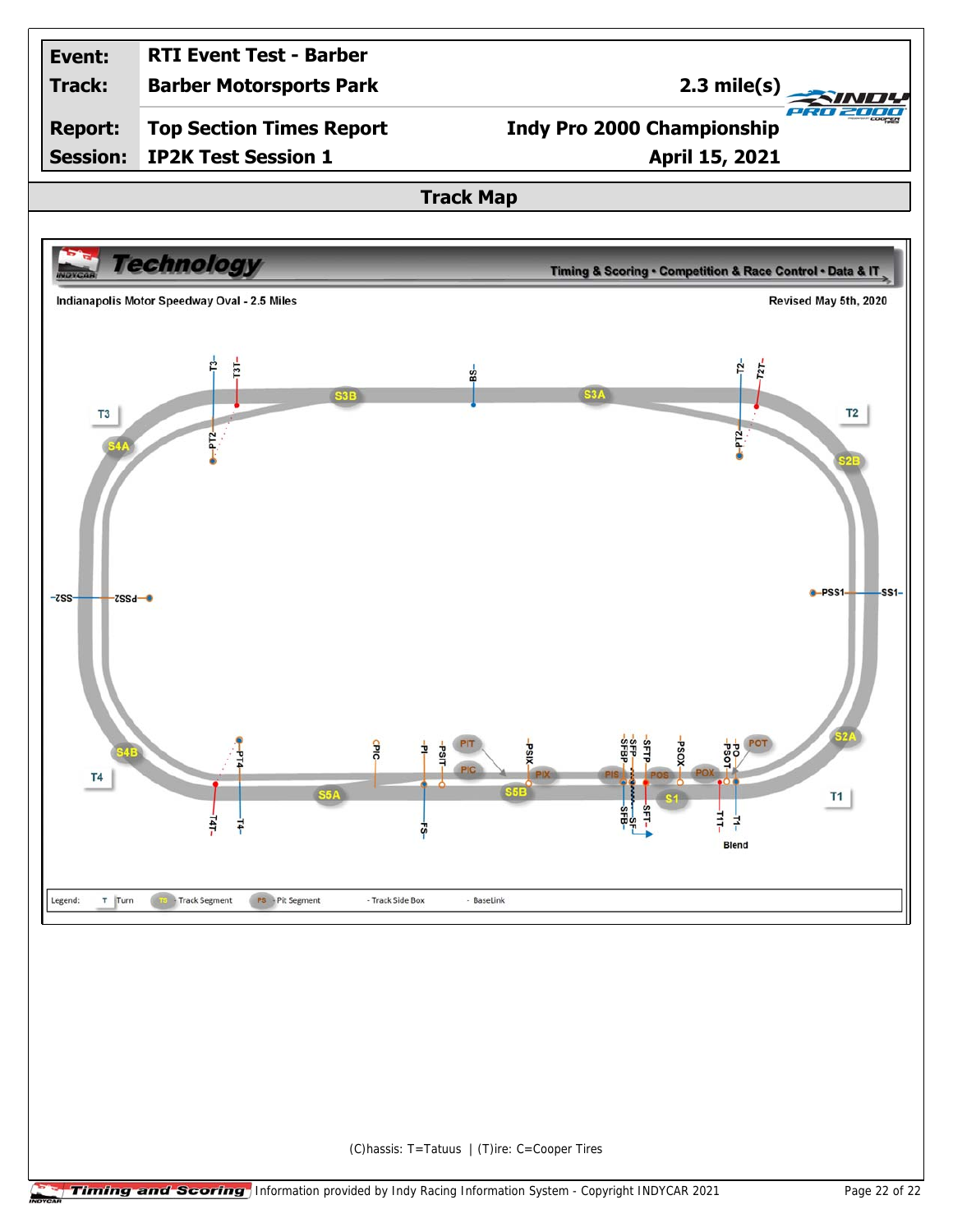| | | | |
|---|---|---|---|
| **Event:** | **RTI Event Test - Barber** | | |
| **Track:** | **Barber Motorsports Park** | **2.3 mile(s)** | |
| **Report:** | **Top Section Times Report** | **Indy Pro 2000 Championship** | |
| **Session:** | **IP2K Test Session 1** | **April 15, 2021** | |

## Track Map

Technology

Timing & Scoring • Competition & Race Control • Data & IT

Indianapolis Motor Speedway Oval - 2.5 Miles

Revised May 5th, 2020

T3 T3T S3B BS S3A T2 T2T T3 T2 S4A PT2 PT2 S2B

SS2 PSS2 PSS1 SS1

S4B PT4 PIC PI PSIT PIT PSIX SFBP SFP SFTP PSOX PSOT PO POT S2A T4 PIC PIX PIS POS POX S5A S5B S1 T1 T4T T4 FS SFB SF SFT T1T T1 Blend

Legend: T Turn, TS Track Segment, PS Pit Segment, - Track Side Box, - BaseLink

(C)hassis: T=Tatuus | (T)ire: C=Cooper Tires

Information provided by Indy Racing Information System - Copyright INDYCAR 2021